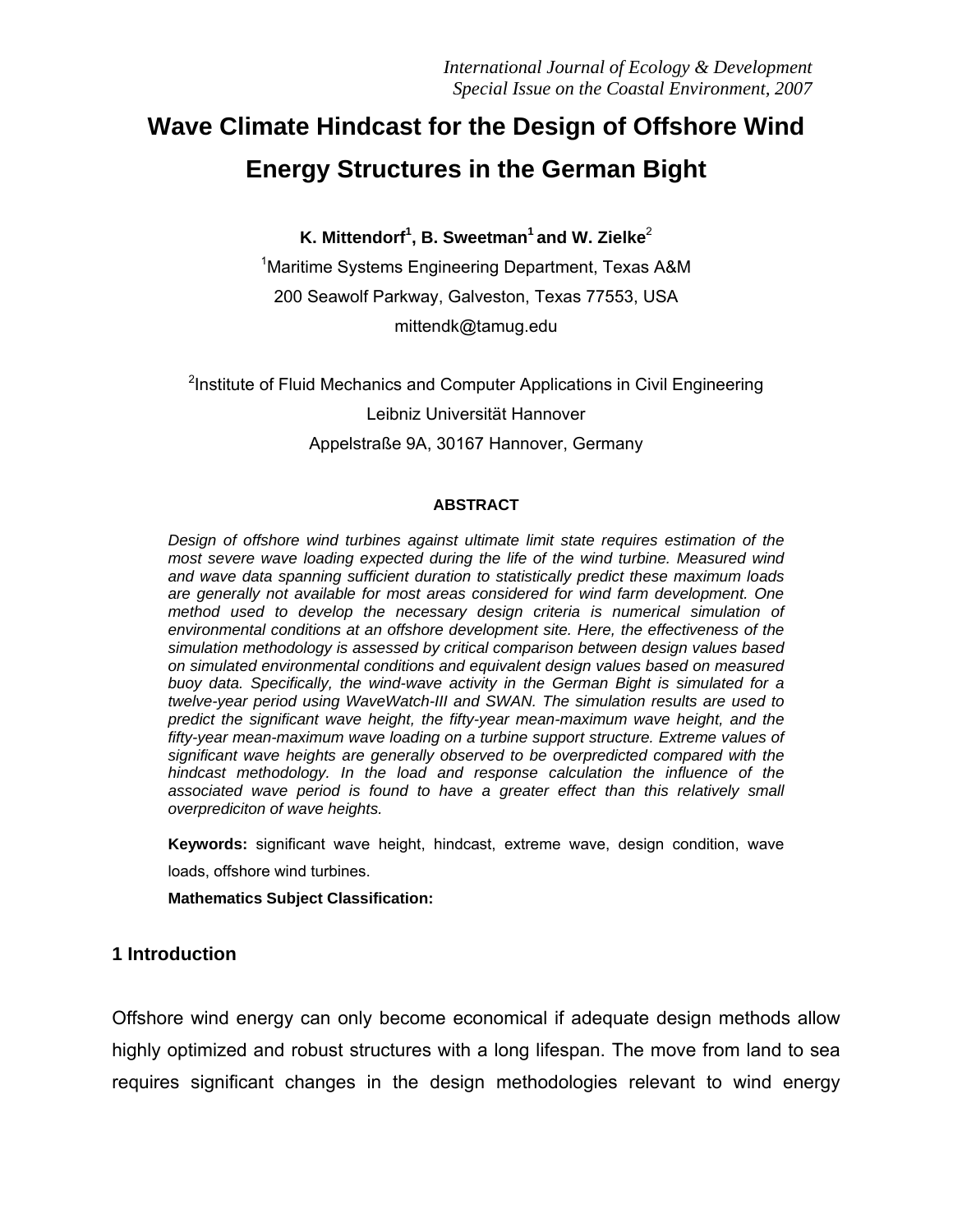*International Journal of Ecology & Development*
*Special Issue on the Coastal Environment, 2007*

# Wave Climate Hindcast for the Design of Offshore Wind Energy Structures in the German Bight

**K. Mittendorf[1], B. Sweetman[1] and W. Zielke**[2]

[1]Maritime Systems Engineering Department, Texas A&M
200 Seawolf Parkway, Galveston, Texas 77553, USA
mittendk@tamug.edu

[2]Institute of Fluid Mechanics and Computer Applications in Civil Engineering
Leibniz Universität Hannover
Appelstraße 9A, 30167 Hannover, Germany

#### ABSTRACT

*Design of offshore wind turbines against ultimate limit state requires estimation of the most severe wave loading expected during the life of the wind turbine. Measured wind and wave data spanning sufficient duration to statistically predict these maximum loads are generally not available for most areas considered for wind farm development. One method used to develop the necessary design criteria is numerical simulation of environmental conditions at an offshore development site. Here, the effectiveness of the simulation methodology is assessed by critical comparison between design values based on simulated environmental conditions and equivalent design values based on measured buoy data. Specifically, the wind-wave activity in the German Bight is simulated for a twelve-year period using WaveWatch-III and SWAN. The simulation results are used to predict the significant wave height, the fifty-year mean-maximum wave height, and the fifty-year mean-maximum wave loading on a turbine support structure. Extreme values of significant wave heights are generally observed to be overpredicted compared with the hindcast methodology. In the load and response calculation the influence of the associated wave period is found to have a greater effect than this relatively small overprediciton of wave heights.*

**Keywords:** significant wave height, hindcast, extreme wave, design condition, wave loads, offshore wind turbines.

**Mathematics Subject Classification:**

## 1 Introduction

Offshore wind energy can only become economical if adequate design methods allow highly optimized and robust structures with a long lifespan. The move from land to sea requires significant changes in the design methodologies relevant to wind energy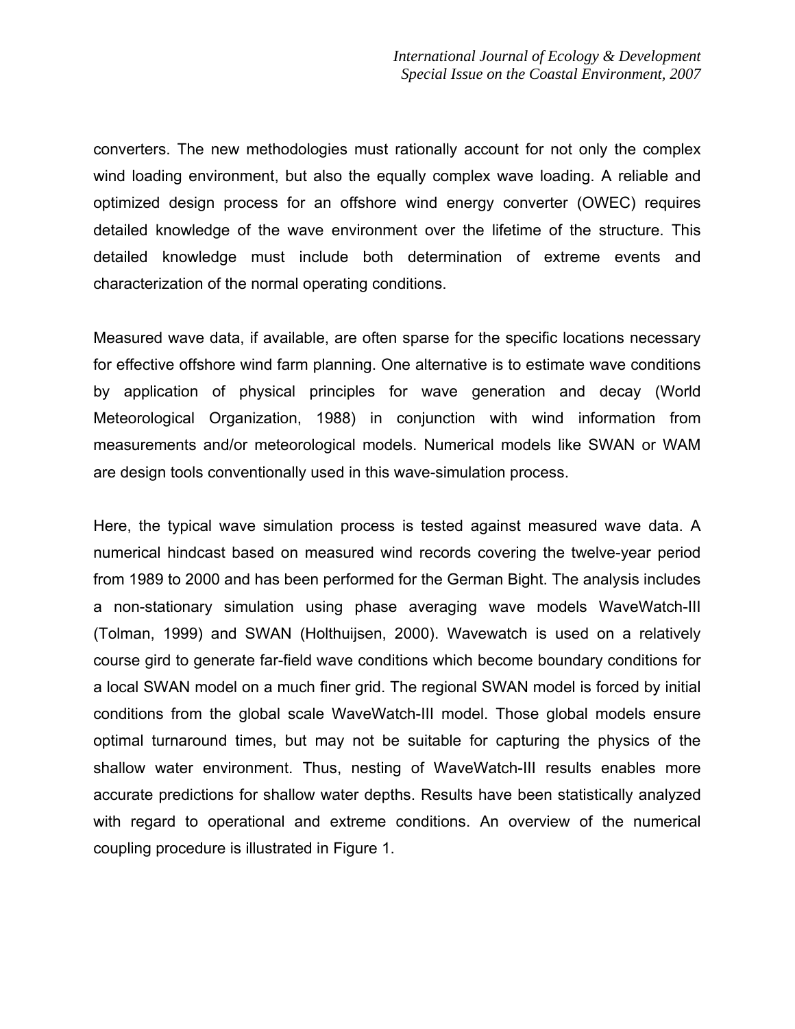converters. The new methodologies must rationally account for not only the complex wind loading environment, but also the equally complex wave loading. A reliable and optimized design process for an offshore wind energy converter (OWEC) requires detailed knowledge of the wave environment over the lifetime of the structure. This detailed knowledge must include both determination of extreme events and characterization of the normal operating conditions.

Measured wave data, if available, are often sparse for the specific locations necessary for effective offshore wind farm planning. One alternative is to estimate wave conditions by application of physical principles for wave generation and decay (World Meteorological Organization, 1988) in conjunction with wind information from measurements and/or meteorological models. Numerical models like SWAN or WAM are design tools conventionally used in this wave-simulation process.

Here, the typical wave simulation process is tested against measured wave data. A numerical hindcast based on measured wind records covering the twelve-year period from 1989 to 2000 and has been performed for the German Bight. The analysis includes a non-stationary simulation using phase averaging wave models WaveWatch-III (Tolman, 1999) and SWAN (Holthuijsen, 2000). Wavewatch is used on a relatively course gird to generate far-field wave conditions which become boundary conditions for a local SWAN model on a much finer grid. The regional SWAN model is forced by initial conditions from the global scale WaveWatch-III model. Those global models ensure optimal turnaround times, but may not be suitable for capturing the physics of the shallow water environment. Thus, nesting of WaveWatch-III results enables more accurate predictions for shallow water depths. Results have been statistically analyzed with regard to operational and extreme conditions. An overview of the numerical coupling procedure is illustrated in Figure 1.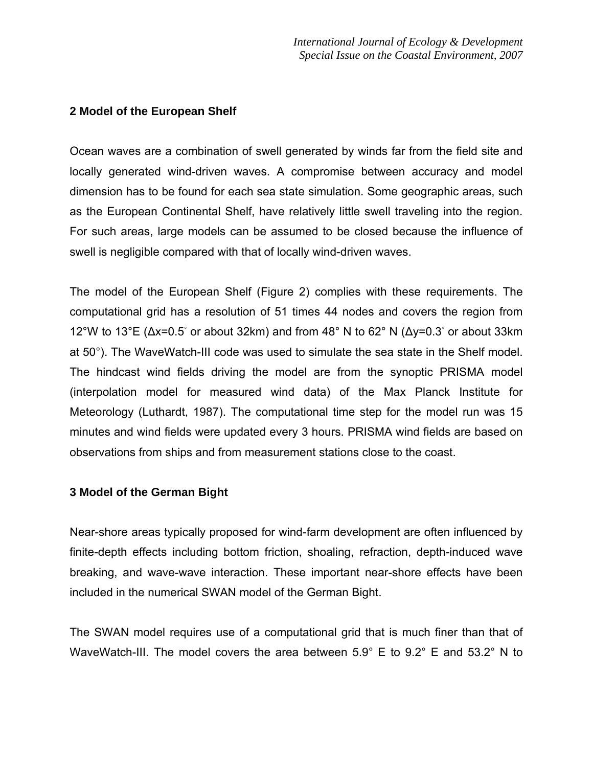## 2 Model of the European Shelf

Ocean waves are a combination of swell generated by winds far from the field site and locally generated wind-driven waves. A compromise between accuracy and model dimension has to be found for each sea state simulation. Some geographic areas, such as the European Continental Shelf, have relatively little swell traveling into the region. For such areas, large models can be assumed to be closed because the influence of swell is negligible compared with that of locally wind-driven waves.

The model of the European Shelf (Figure 2) complies with these requirements. The computational grid has a resolution of 51 times 44 nodes and covers the region from 12°W to 13°E (Δx=0.5° or about 32km) and from 48° N to 62° N (Δy=0.3° or about 33km at 50°). The WaveWatch-III code was used to simulate the sea state in the Shelf model. The hindcast wind fields driving the model are from the synoptic PRISMA model (interpolation model for measured wind data) of the Max Planck Institute for Meteorology (Luthardt, 1987). The computational time step for the model run was 15 minutes and wind fields were updated every 3 hours. PRISMA wind fields are based on observations from ships and from measurement stations close to the coast.

## 3 Model of the German Bight

Near-shore areas typically proposed for wind-farm development are often influenced by finite-depth effects including bottom friction, shoaling, refraction, depth-induced wave breaking, and wave-wave interaction. These important near-shore effects have been included in the numerical SWAN model of the German Bight.

The SWAN model requires use of a computational grid that is much finer than that of WaveWatch-III. The model covers the area between 5.9° E to 9.2° E and 53.2° N to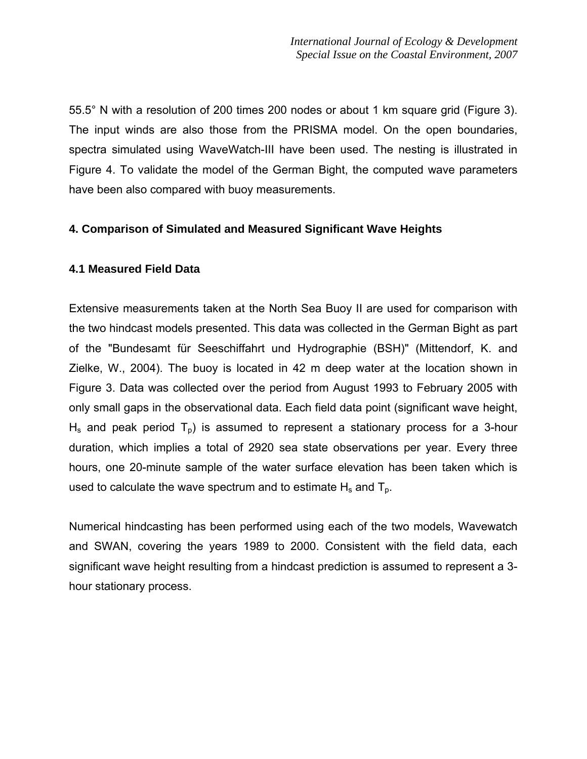55.5° N with a resolution of 200 times 200 nodes or about 1 km square grid (Figure 3). The input winds are also those from the PRISMA model. On the open boundaries, spectra simulated using WaveWatch-III have been used. The nesting is illustrated in Figure 4. To validate the model of the German Bight, the computed wave parameters have been also compared with buoy measurements.

## 4. Comparison of Simulated and Measured Significant Wave Heights

### 4.1 Measured Field Data

Extensive measurements taken at the North Sea Buoy II are used for comparison with the two hindcast models presented. This data was collected in the German Bight as part of the "Bundesamt für Seeschiffahrt und Hydrographie (BSH)" (Mittendorf, K. and Zielke, W., 2004). The buoy is located in 42 m deep water at the location shown in Figure 3. Data was collected over the period from August 1993 to February 2005 with only small gaps in the observational data. Each field data point (significant wave height, $H_s$ and peak period $T_p$) is assumed to represent a stationary process for a 3-hour duration, which implies a total of 2920 sea state observations per year. Every three hours, one 20-minute sample of the water surface elevation has been taken which is used to calculate the wave spectrum and to estimate $H_s$ and $T_p$.

Numerical hindcasting has been performed using each of the two models, Wavewatch and SWAN, covering the years 1989 to 2000. Consistent with the field data, each significant wave height resulting from a hindcast prediction is assumed to represent a 3-hour stationary process.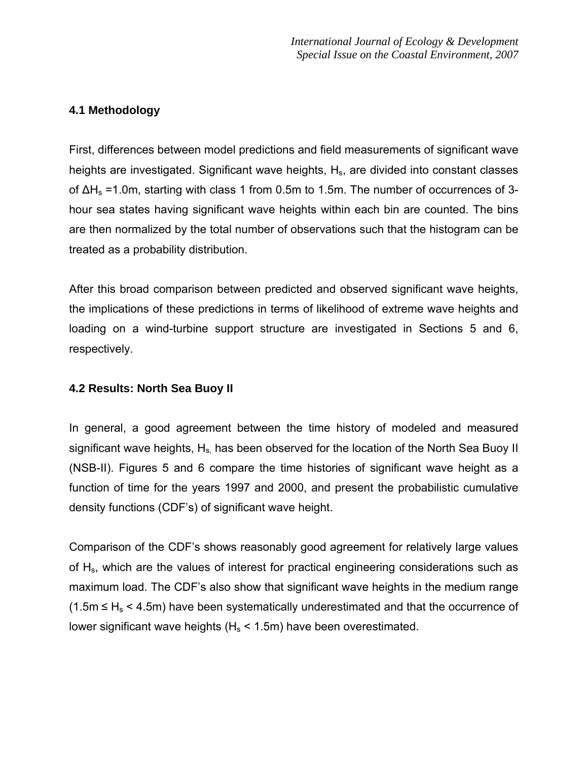### 4.1 Methodology

First, differences between model predictions and field measurements of significant wave heights are investigated. Significant wave heights, $H_s$, are divided into constant classes of $\Delta H_s$ =1.0m, starting with class 1 from 0.5m to 1.5m. The number of occurrences of 3-hour sea states having significant wave heights within each bin are counted. The bins are then normalized by the total number of observations such that the histogram can be treated as a probability distribution.

After this broad comparison between predicted and observed significant wave heights, the implications of these predictions in terms of likelihood of extreme wave heights and loading on a wind-turbine support structure are investigated in Sections 5 and 6, respectively.

### 4.2 Results: North Sea Buoy II

In general, a good agreement between the time history of modeled and measured significant wave heights, $H_s$, has been observed for the location of the North Sea Buoy II (NSB-II). Figures 5 and 6 compare the time histories of significant wave height as a function of time for the years 1997 and 2000, and present the probabilistic cumulative density functions (CDF's) of significant wave height.

Comparison of the CDF's shows reasonably good agreement for relatively large values of $H_s$, which are the values of interest for practical engineering considerations such as maximum load. The CDF's also show that significant wave heights in the medium range ($1.5\text{m} \leq H_s < 4.5\text{m}$) have been systematically underestimated and that the occurrence of lower significant wave heights ($H_s < 1.5\text{m}$) have been overestimated.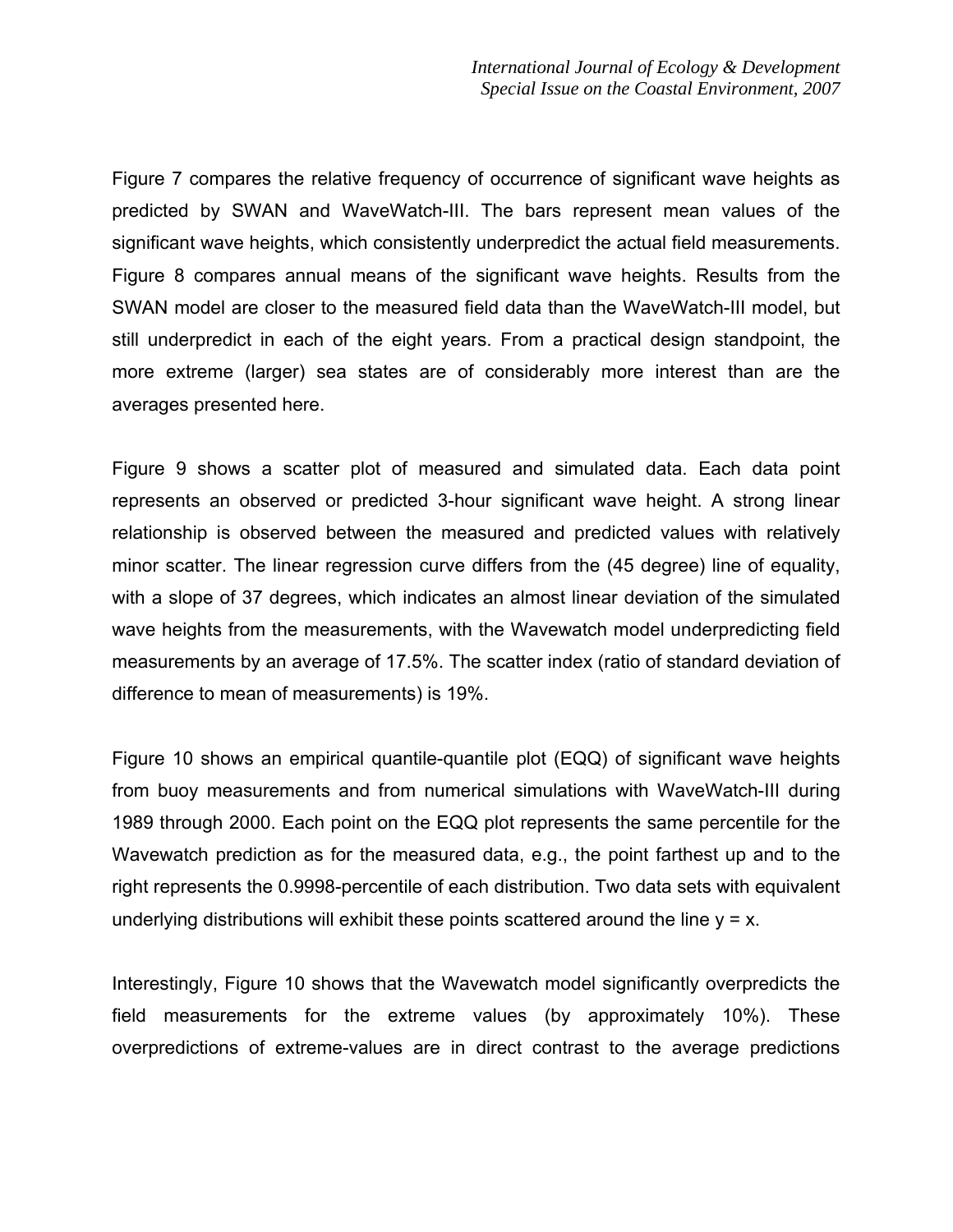Figure 7 compares the relative frequency of occurrence of significant wave heights as predicted by SWAN and WaveWatch-III. The bars represent mean values of the significant wave heights, which consistently underpredict the actual field measurements. Figure 8 compares annual means of the significant wave heights. Results from the SWAN model are closer to the measured field data than the WaveWatch-III model, but still underpredict in each of the eight years. From a practical design standpoint, the more extreme (larger) sea states are of considerably more interest than are the averages presented here.

Figure 9 shows a scatter plot of measured and simulated data. Each data point represents an observed or predicted 3-hour significant wave height. A strong linear relationship is observed between the measured and predicted values with relatively minor scatter. The linear regression curve differs from the (45 degree) line of equality, with a slope of 37 degrees, which indicates an almost linear deviation of the simulated wave heights from the measurements, with the Wavewatch model underpredicting field measurements by an average of 17.5%. The scatter index (ratio of standard deviation of difference to mean of measurements) is 19%.

Figure 10 shows an empirical quantile-quantile plot (EQQ) of significant wave heights from buoy measurements and from numerical simulations with WaveWatch-III during 1989 through 2000. Each point on the EQQ plot represents the same percentile for the Wavewatch prediction as for the measured data, e.g., the point farthest up and to the right represents the 0.9998-percentile of each distribution. Two data sets with equivalent underlying distributions will exhibit these points scattered around the line $y = x$.

Interestingly, Figure 10 shows that the Wavewatch model significantly overpredicts the field measurements for the extreme values (by approximately 10%). These overpredictions of extreme-values are in direct contrast to the average predictions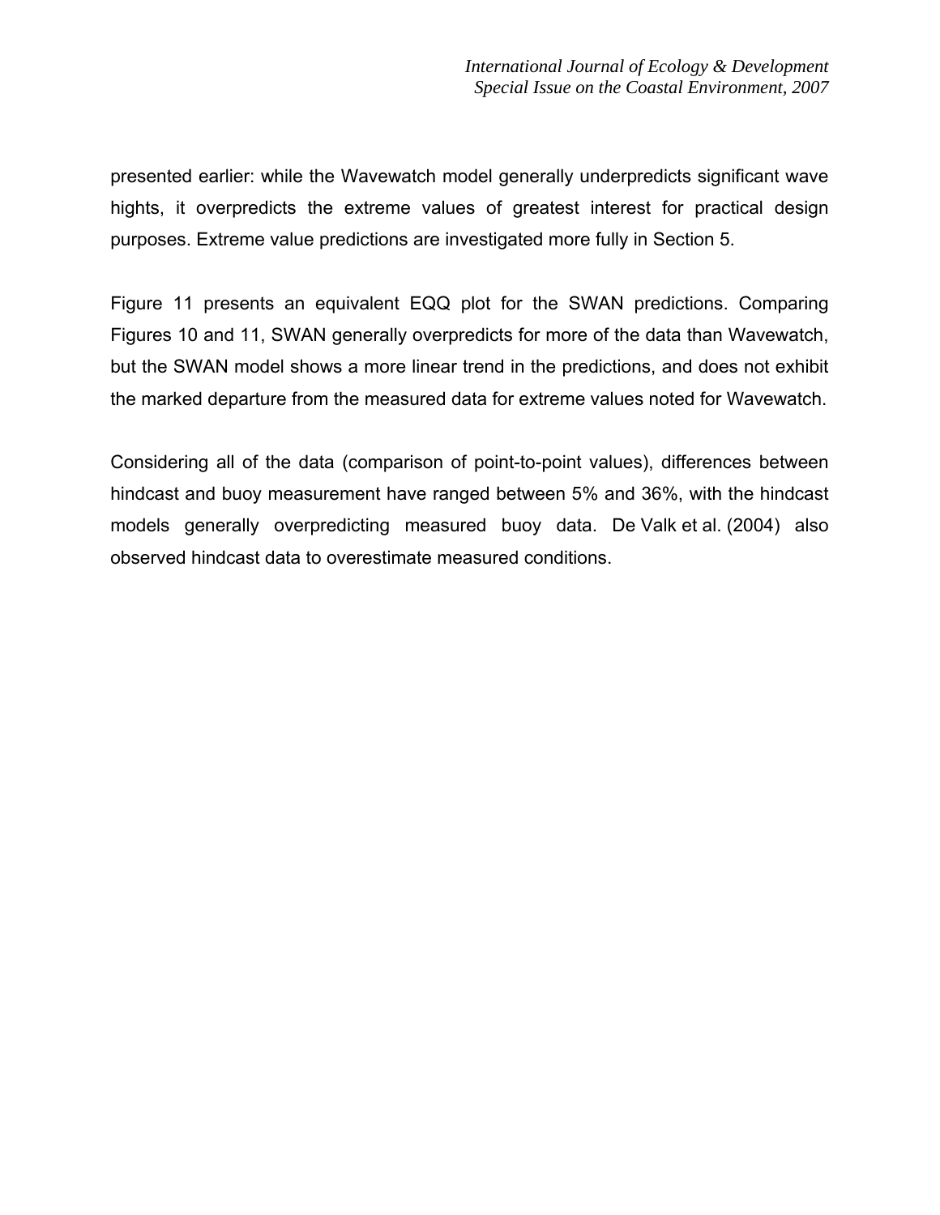presented earlier: while the Wavewatch model generally underpredicts significant wave hights, it overpredicts the extreme values of greatest interest for practical design purposes. Extreme value predictions are investigated more fully in Section 5.

Figure 11 presents an equivalent EQQ plot for the SWAN predictions. Comparing Figures 10 and 11, SWAN generally overpredicts for more of the data than Wavewatch, but the SWAN model shows a more linear trend in the predictions, and does not exhibit the marked departure from the measured data for extreme values noted for Wavewatch.

Considering all of the data (comparison of point-to-point values), differences between hindcast and buoy measurement have ranged between 5% and 36%, with the hindcast models generally overpredicting measured buoy data. De Valk et al. (2004) also observed hindcast data to overestimate measured conditions.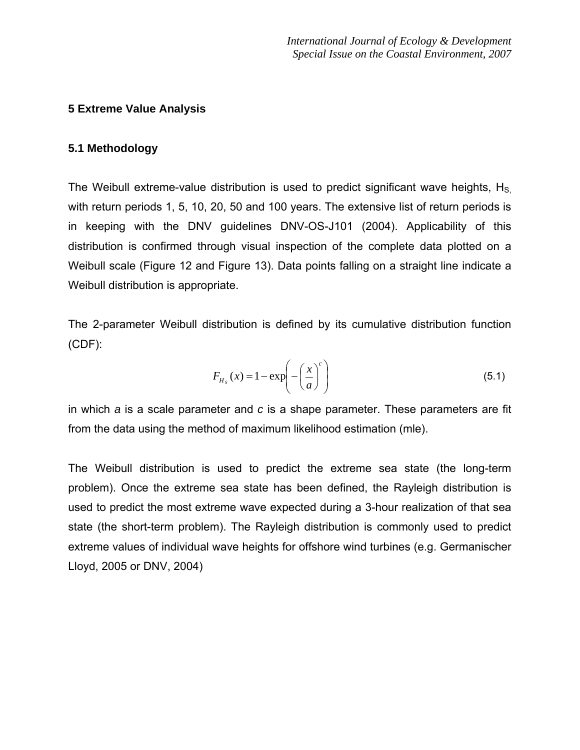## 5 Extreme Value Analysis

### 5.1 Methodology

The Weibull extreme-value distribution is used to predict significant wave heights, $H_S$, with return periods 1, 5, 10, 20, 50 and 100 years. The extensive list of return periods is in keeping with the DNV guidelines DNV-OS-J101 (2004). Applicability of this distribution is confirmed through visual inspection of the complete data plotted on a Weibull scale (Figure 12 and Figure 13). Data points falling on a straight line indicate a Weibull distribution is appropriate.

The 2-parameter Weibull distribution is defined by its cumulative distribution function (CDF):

$$F_{H_S}(x) = 1 - \exp\left(-\left(\frac{x}{a}\right)^c\right) \tag{5.1}$$

in which *a* is a scale parameter and *c* is a shape parameter. These parameters are fit from the data using the method of maximum likelihood estimation (mle).

The Weibull distribution is used to predict the extreme sea state (the long-term problem). Once the extreme sea state has been defined, the Rayleigh distribution is used to predict the most extreme wave expected during a 3-hour realization of that sea state (the short-term problem). The Rayleigh distribution is commonly used to predict extreme values of individual wave heights for offshore wind turbines (e.g. Germanischer Lloyd, 2005 or DNV, 2004)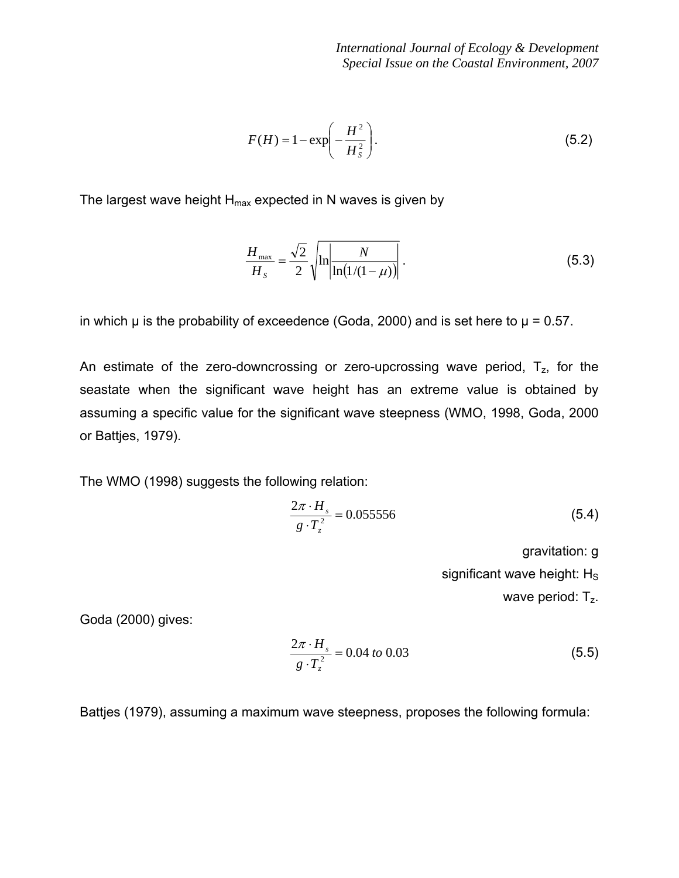$$F(H) = 1 - \exp\left(-\frac{H^2}{H_S^2}\right). \tag{5.2}$$

The largest wave height $H_{max}$ expected in N waves is given by

$$\frac{H_{max}}{H_S} = \frac{\sqrt{2}}{2}\sqrt{\ln\left|\frac{N}{\ln(1/(1-\mu))}\right|}. \tag{5.3}$$

in which μ is the probability of exceedence (Goda, 2000) and is set here to μ = 0.57.

An estimate of the zero-downcrossing or zero-upcrossing wave period, $T_z$, for the seastate when the significant wave height has an extreme value is obtained by assuming a specific value for the significant wave steepness (WMO, 1998, Goda, 2000 or Battjes, 1979).

The WMO (1998) suggests the following relation:

$$\frac{2\pi \cdot H_s}{g \cdot T_z^2} = 0.055556 \tag{5.4}$$

gravitation: g

significant wave height: $H_S$

wave period: $T_z$.

Goda (2000) gives:

$$\frac{2\pi \cdot H_s}{g \cdot T_z^2} = 0.04 \textit{ to } 0.03 \tag{5.5}$$

Battjes (1979), assuming a maximum wave steepness, proposes the following formula: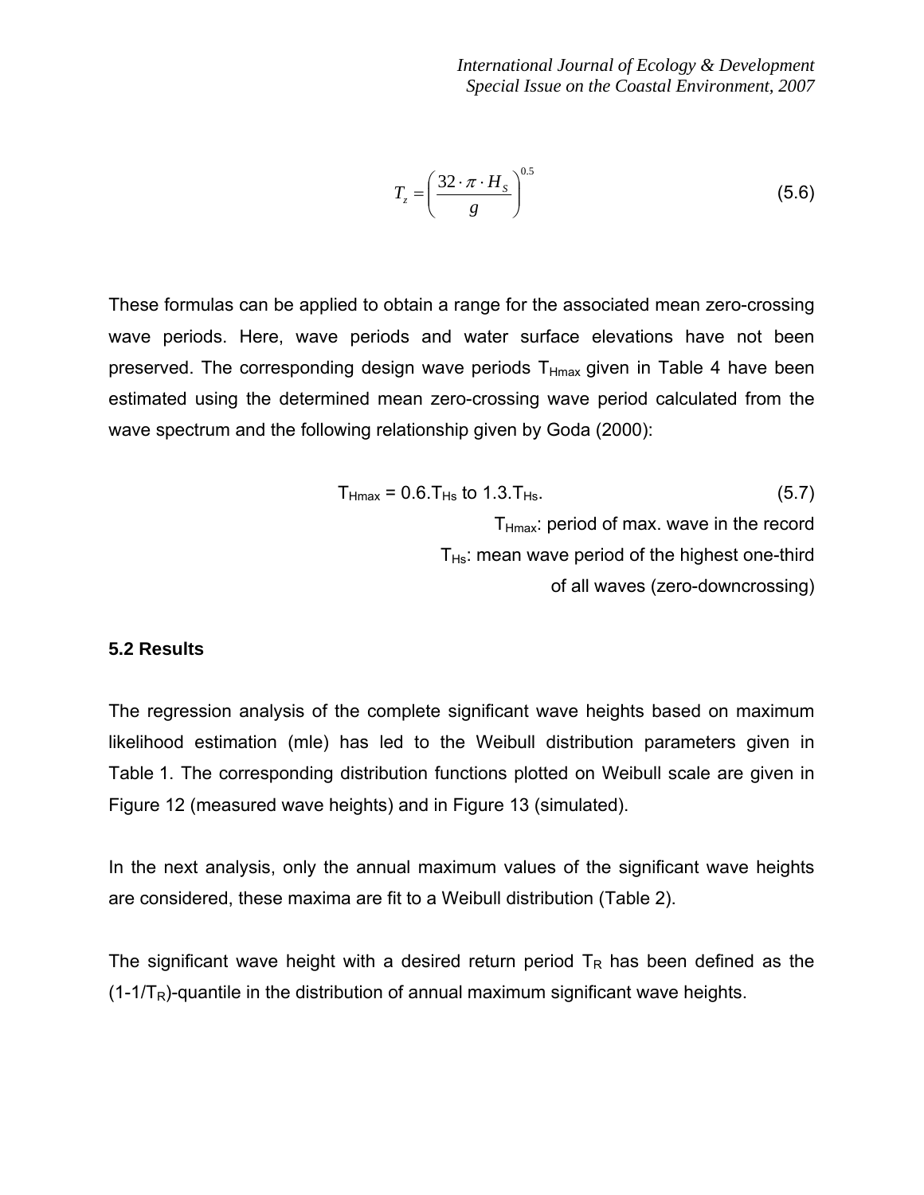$$T_z = \left( \frac{32 \cdot \pi \cdot H_S}{g} \right)^{0.5} \tag{5.6}$$

These formulas can be applied to obtain a range for the associated mean zero-crossing wave periods. Here, wave periods and water surface elevations have not been preserved. The corresponding design wave periods $T_{Hmax}$ given in Table 4 have been estimated using the determined mean zero-crossing wave period calculated from the wave spectrum and the following relationship given by Goda (2000):

$$T_{Hmax} = 0.6 \cdot T_{Hs} \text{ to } 1.3 \cdot T_{Hs}. \tag{5.7}$$

$T_{Hmax}$: period of max. wave in the record

$T_{Hs}$: mean wave period of the highest one-third of all waves (zero-downcrossing)

### 5.2 Results

The regression analysis of the complete significant wave heights based on maximum likelihood estimation (mle) has led to the Weibull distribution parameters given in Table 1. The corresponding distribution functions plotted on Weibull scale are given in Figure 12 (measured wave heights) and in Figure 13 (simulated).

In the next analysis, only the annual maximum values of the significant wave heights are considered, these maxima are fit to a Weibull distribution (Table 2).

The significant wave height with a desired return period $T_R$ has been defined as the $(1-1/T_R)$-quantile in the distribution of annual maximum significant wave heights.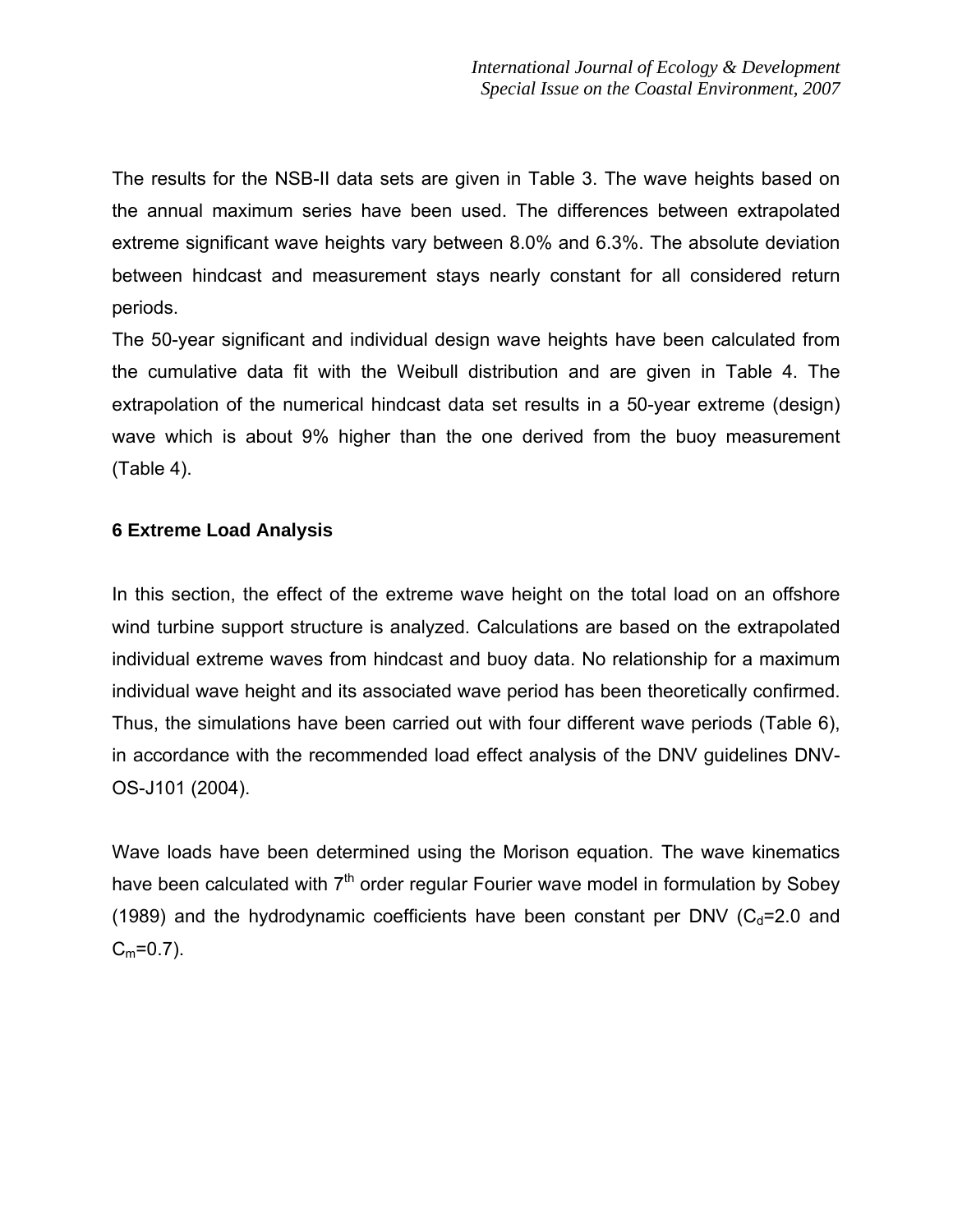The results for the NSB-II data sets are given in Table 3. The wave heights based on the annual maximum series have been used. The differences between extrapolated extreme significant wave heights vary between 8.0% and 6.3%. The absolute deviation between hindcast and measurement stays nearly constant for all considered return periods.

The 50-year significant and individual design wave heights have been calculated from the cumulative data fit with the Weibull distribution and are given in Table 4. The extrapolation of the numerical hindcast data set results in a 50-year extreme (design) wave which is about 9% higher than the one derived from the buoy measurement (Table 4).

## 6 Extreme Load Analysis

In this section, the effect of the extreme wave height on the total load on an offshore wind turbine support structure is analyzed. Calculations are based on the extrapolated individual extreme waves from hindcast and buoy data. No relationship for a maximum individual wave height and its associated wave period has been theoretically confirmed. Thus, the simulations have been carried out with four different wave periods (Table 6), in accordance with the recommended load effect analysis of the DNV guidelines DNV-OS-J101 (2004).

Wave loads have been determined using the Morison equation. The wave kinematics have been calculated with 7th order regular Fourier wave model in formulation by Sobey (1989) and the hydrodynamic coefficients have been constant per DNV ($C_d$=2.0 and $C_m$=0.7).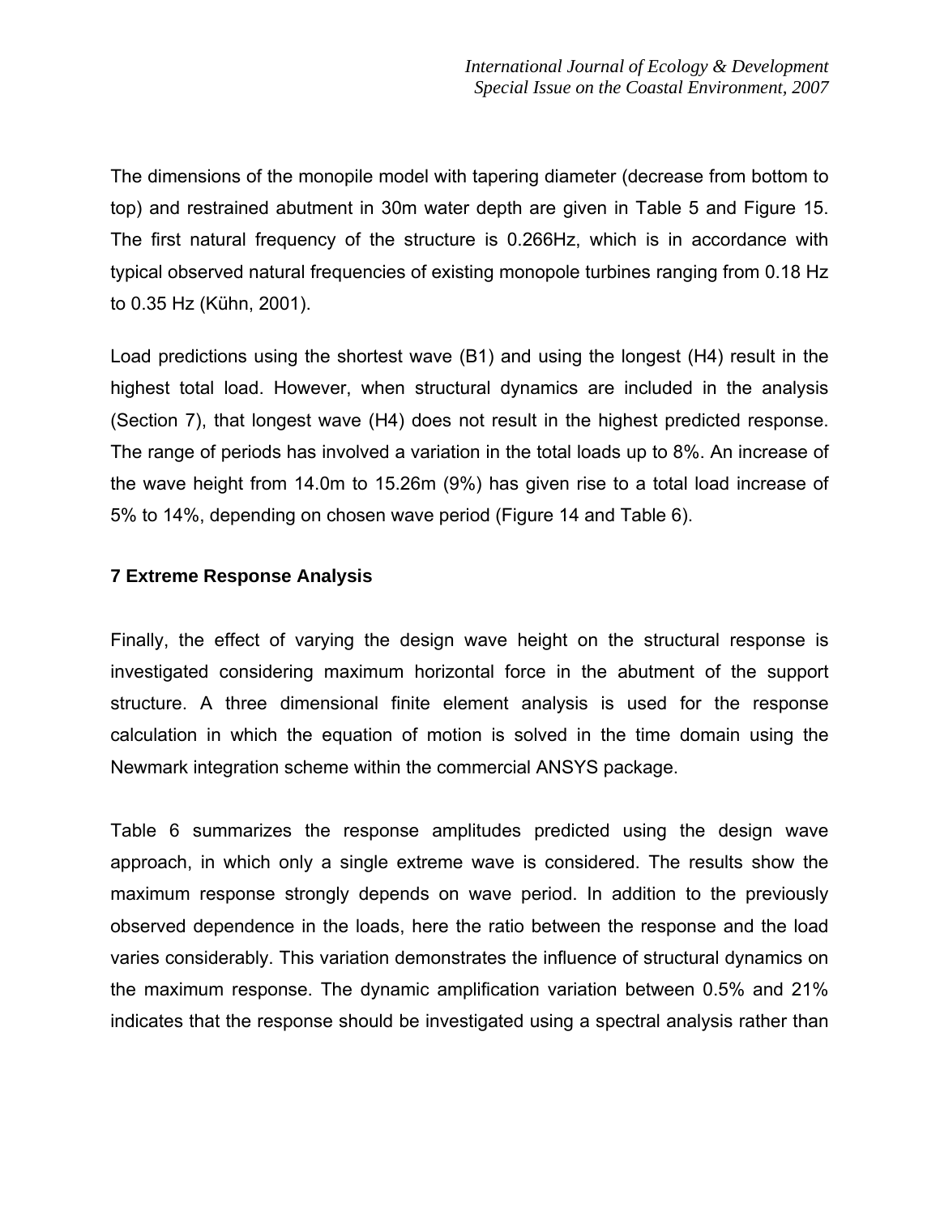The dimensions of the monopile model with tapering diameter (decrease from bottom to top) and restrained abutment in 30m water depth are given in Table 5 and Figure 15. The first natural frequency of the structure is 0.266Hz, which is in accordance with typical observed natural frequencies of existing monopole turbines ranging from 0.18 Hz to 0.35 Hz (Kühn, 2001).

Load predictions using the shortest wave (B1) and using the longest (H4) result in the highest total load. However, when structural dynamics are included in the analysis (Section 7), that longest wave (H4) does not result in the highest predicted response. The range of periods has involved a variation in the total loads up to 8%. An increase of the wave height from 14.0m to 15.26m (9%) has given rise to a total load increase of 5% to 14%, depending on chosen wave period (Figure 14 and Table 6).

## 7 Extreme Response Analysis

Finally, the effect of varying the design wave height on the structural response is investigated considering maximum horizontal force in the abutment of the support structure. A three dimensional finite element analysis is used for the response calculation in which the equation of motion is solved in the time domain using the Newmark integration scheme within the commercial ANSYS package.

Table 6 summarizes the response amplitudes predicted using the design wave approach, in which only a single extreme wave is considered. The results show the maximum response strongly depends on wave period. In addition to the previously observed dependence in the loads, here the ratio between the response and the load varies considerably. This variation demonstrates the influence of structural dynamics on the maximum response. The dynamic amplification variation between 0.5% and 21% indicates that the response should be investigated using a spectral analysis rather than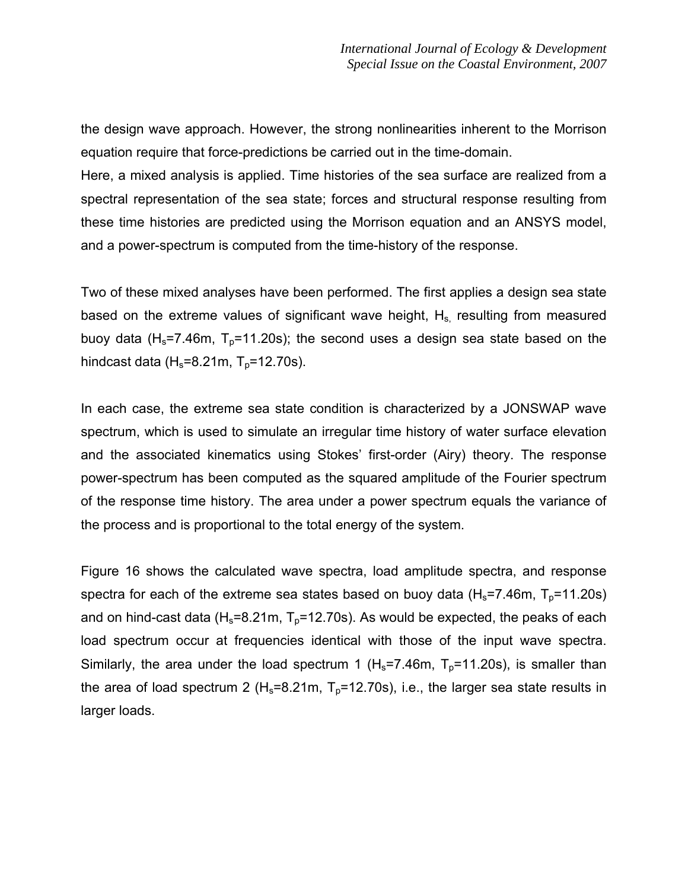the design wave approach. However, the strong nonlinearities inherent to the Morrison equation require that force-predictions be carried out in the time-domain.
Here, a mixed analysis is applied. Time histories of the sea surface are realized from a spectral representation of the sea state; forces and structural response resulting from these time histories are predicted using the Morrison equation and an ANSYS model, and a power-spectrum is computed from the time-history of the response.

Two of these mixed analyses have been performed. The first applies a design sea state based on the extreme values of significant wave height, $H_s$, resulting from measured buoy data ($H_s$=7.46m, $T_p$=11.20s); the second uses a design sea state based on the hindcast data ($H_s$=8.21m, $T_p$=12.70s).

In each case, the extreme sea state condition is characterized by a JONSWAP wave spectrum, which is used to simulate an irregular time history of water surface elevation and the associated kinematics using Stokes' first-order (Airy) theory. The response power-spectrum has been computed as the squared amplitude of the Fourier spectrum of the response time history. The area under a power spectrum equals the variance of the process and is proportional to the total energy of the system.

Figure 16 shows the calculated wave spectra, load amplitude spectra, and response spectra for each of the extreme sea states based on buoy data ($H_s$=7.46m, $T_p$=11.20s) and on hind-cast data ($H_s$=8.21m, $T_p$=12.70s). As would be expected, the peaks of each load spectrum occur at frequencies identical with those of the input wave spectra. Similarly, the area under the load spectrum 1 ($H_s$=7.46m, $T_p$=11.20s), is smaller than the area of load spectrum 2 ($H_s$=8.21m, $T_p$=12.70s), i.e., the larger sea state results in larger loads.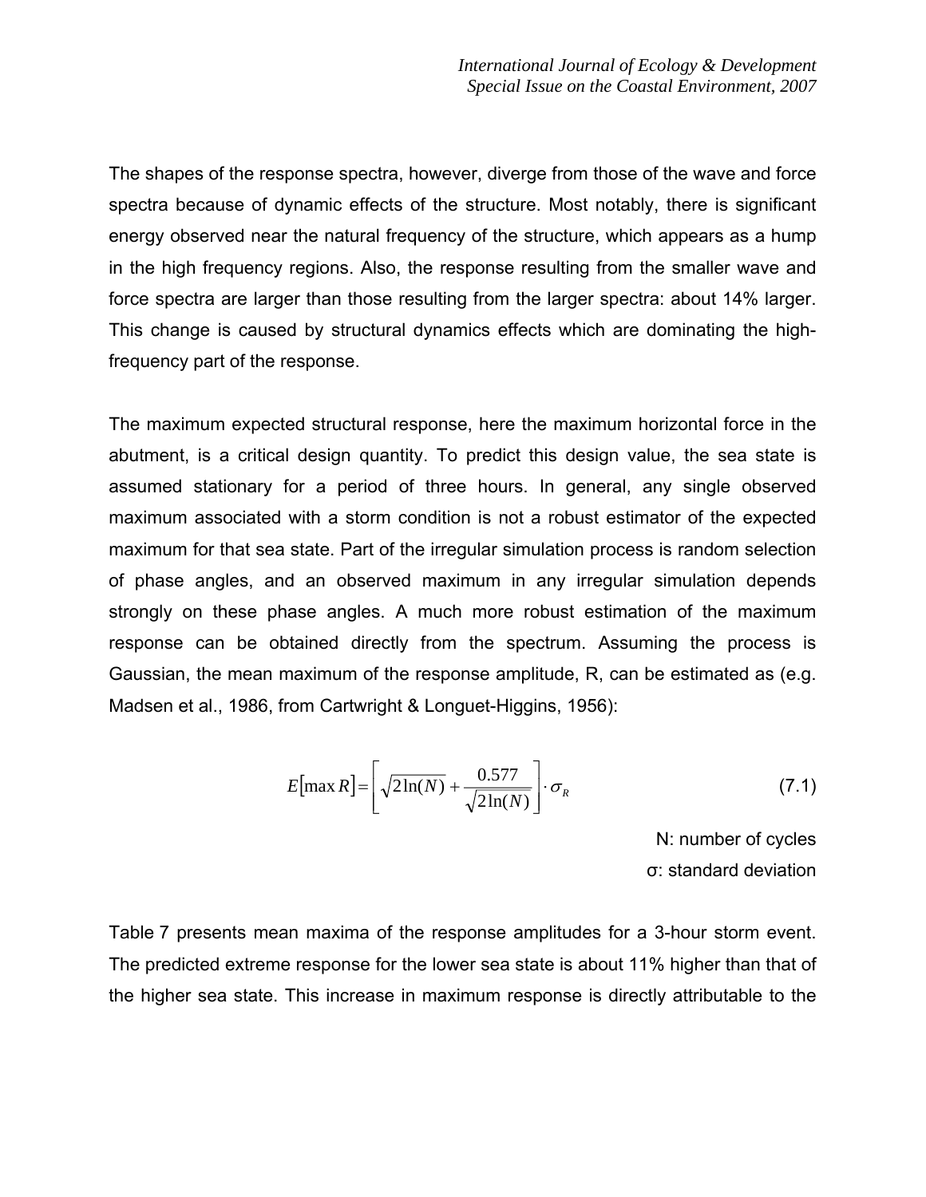The shapes of the response spectra, however, diverge from those of the wave and force spectra because of dynamic effects of the structure. Most notably, there is significant energy observed near the natural frequency of the structure, which appears as a hump in the high frequency regions. Also, the response resulting from the smaller wave and force spectra are larger than those resulting from the larger spectra: about 14% larger. This change is caused by structural dynamics effects which are dominating the high-frequency part of the response.

The maximum expected structural response, here the maximum horizontal force in the abutment, is a critical design quantity. To predict this design value, the sea state is assumed stationary for a period of three hours. In general, any single observed maximum associated with a storm condition is not a robust estimator of the expected maximum for that sea state. Part of the irregular simulation process is random selection of phase angles, and an observed maximum in any irregular simulation depends strongly on these phase angles. A much more robust estimation of the maximum response can be obtained directly from the spectrum. Assuming the process is Gaussian, the mean maximum of the response amplitude, R, can be estimated as (e.g. Madsen et al., 1986, from Cartwright & Longuet-Higgins, 1956):

$$E[\max R] = \left[ \sqrt{2\ln(N)} + \frac{0.577}{\sqrt{2\ln(N)}} \right] \cdot \sigma_R \tag{7.1}$$

N: number of cycles

σ: standard deviation

Table 7 presents mean maxima of the response amplitudes for a 3-hour storm event. The predicted extreme response for the lower sea state is about 11% higher than that of the higher sea state. This increase in maximum response is directly attributable to the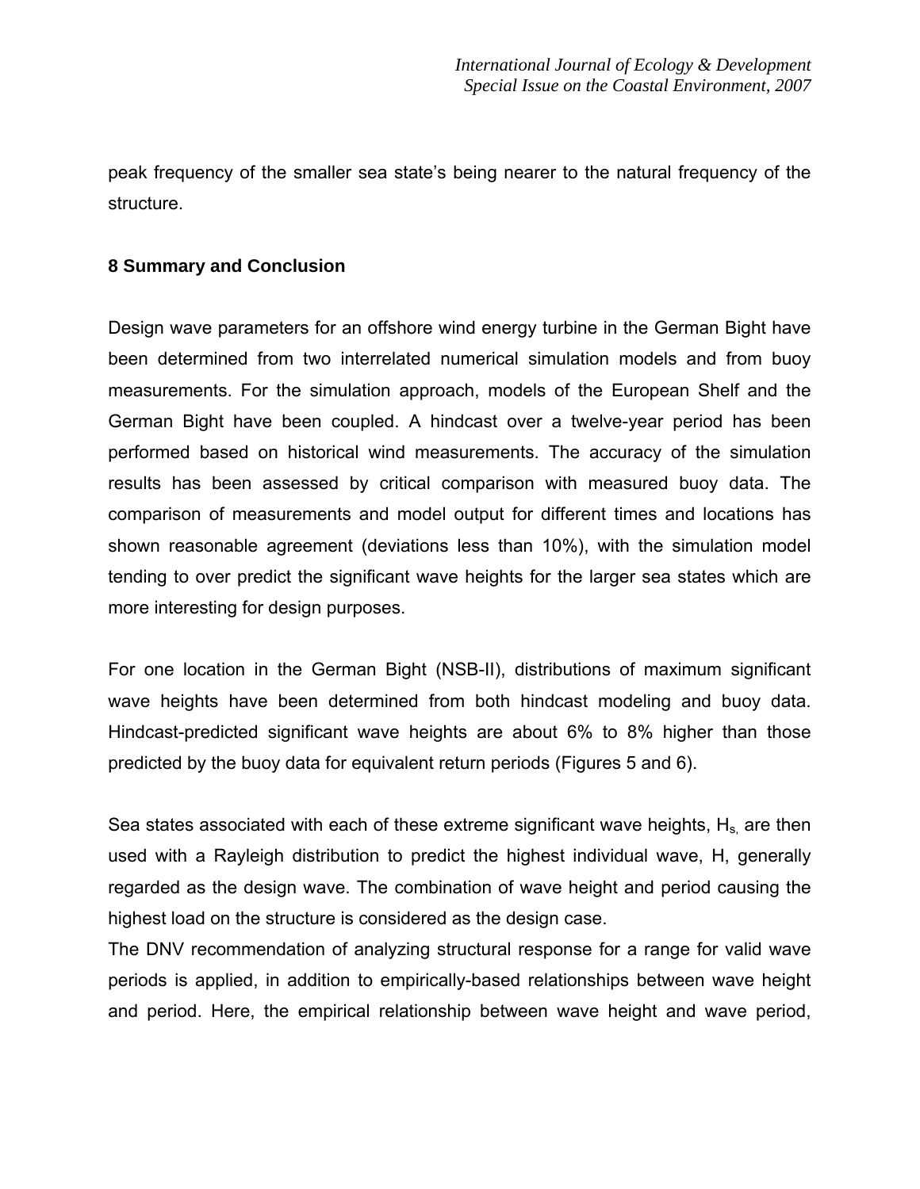peak frequency of the smaller sea state's being nearer to the natural frequency of the structure.

## 8 Summary and Conclusion

Design wave parameters for an offshore wind energy turbine in the German Bight have been determined from two interrelated numerical simulation models and from buoy measurements. For the simulation approach, models of the European Shelf and the German Bight have been coupled. A hindcast over a twelve-year period has been performed based on historical wind measurements. The accuracy of the simulation results has been assessed by critical comparison with measured buoy data. The comparison of measurements and model output for different times and locations has shown reasonable agreement (deviations less than 10%), with the simulation model tending to over predict the significant wave heights for the larger sea states which are more interesting for design purposes.

For one location in the German Bight (NSB-II), distributions of maximum significant wave heights have been determined from both hindcast modeling and buoy data. Hindcast-predicted significant wave heights are about 6% to 8% higher than those predicted by the buoy data for equivalent return periods (Figures 5 and 6).

Sea states associated with each of these extreme significant wave heights, $H_s$, are then used with a Rayleigh distribution to predict the highest individual wave, H, generally regarded as the design wave. The combination of wave height and period causing the highest load on the structure is considered as the design case.
The DNV recommendation of analyzing structural response for a range for valid wave periods is applied, in addition to empirically-based relationships between wave height and period. Here, the empirical relationship between wave height and wave period,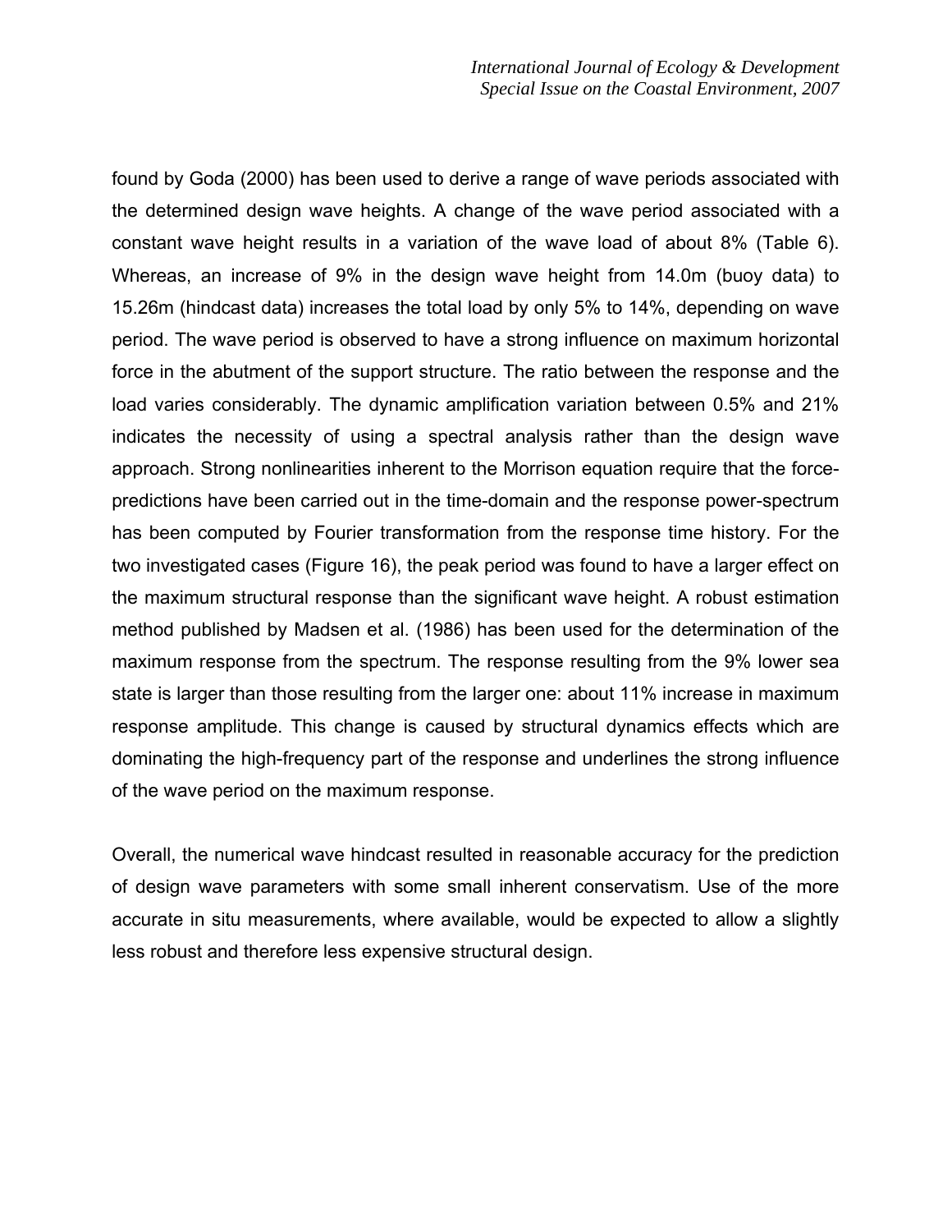found by Goda (2000) has been used to derive a range of wave periods associated with the determined design wave heights. A change of the wave period associated with a constant wave height results in a variation of the wave load of about 8% (Table 6). Whereas, an increase of 9% in the design wave height from 14.0m (buoy data) to 15.26m (hindcast data) increases the total load by only 5% to 14%, depending on wave period. The wave period is observed to have a strong influence on maximum horizontal force in the abutment of the support structure. The ratio between the response and the load varies considerably. The dynamic amplification variation between 0.5% and 21% indicates the necessity of using a spectral analysis rather than the design wave approach. Strong nonlinearities inherent to the Morrison equation require that the force-predictions have been carried out in the time-domain and the response power-spectrum has been computed by Fourier transformation from the response time history. For the two investigated cases (Figure 16), the peak period was found to have a larger effect on the maximum structural response than the significant wave height. A robust estimation method published by Madsen et al. (1986) has been used for the determination of the maximum response from the spectrum. The response resulting from the 9% lower sea state is larger than those resulting from the larger one: about 11% increase in maximum response amplitude. This change is caused by structural dynamics effects which are dominating the high-frequency part of the response and underlines the strong influence of the wave period on the maximum response.

Overall, the numerical wave hindcast resulted in reasonable accuracy for the prediction of design wave parameters with some small inherent conservatism. Use of the more accurate in situ measurements, where available, would be expected to allow a slightly less robust and therefore less expensive structural design.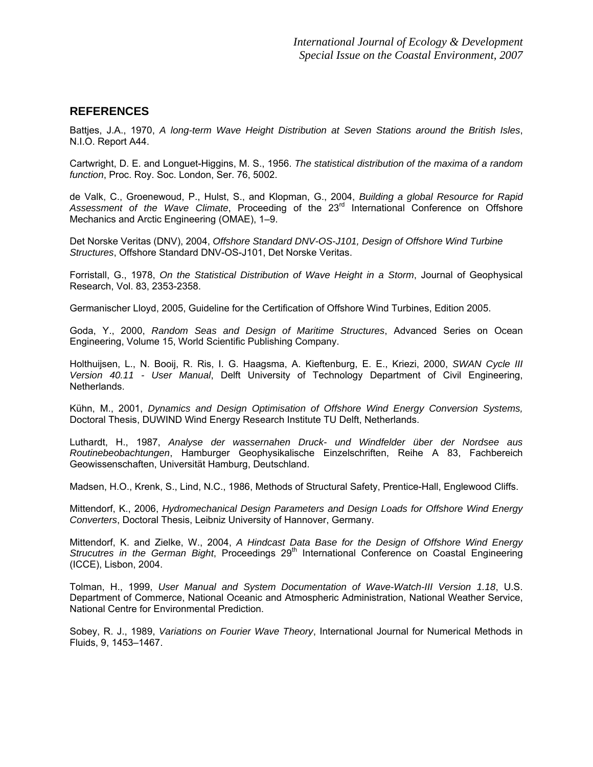## REFERENCES

Battjes, J.A., 1970, *A long-term Wave Height Distribution at Seven Stations around the British Isles*, N.I.O. Report A44.

Cartwright, D. E. and Longuet-Higgins, M. S., 1956. *The statistical distribution of the maxima of a random function*, Proc. Roy. Soc. London, Ser. 76, 5002.

de Valk, C., Groenewoud, P., Hulst, S., and Klopman, G., 2004, *Building a global Resource for Rapid Assessment of the Wave Climate*, Proceeding of the 23rd International Conference on Offshore Mechanics and Arctic Engineering (OMAE), 1–9.

Det Norske Veritas (DNV), 2004, *Offshore Standard DNV-OS-J101, Design of Offshore Wind Turbine Structures*, Offshore Standard DNV-OS-J101, Det Norske Veritas.

Forristall, G., 1978, *On the Statistical Distribution of Wave Height in a Storm*, Journal of Geophysical Research, Vol. 83, 2353-2358.

Germanischer Lloyd, 2005, Guideline for the Certification of Offshore Wind Turbines, Edition 2005.

Goda, Y., 2000, *Random Seas and Design of Maritime Structures*, Advanced Series on Ocean Engineering, Volume 15, World Scientific Publishing Company.

Holthuijsen, L., N. Booij, R. Ris, I. G. Haagsma, A. Kieftenburg, E. E., Kriezi, 2000, *SWAN Cycle III Version 40.11 - User Manual*, Delft University of Technology Department of Civil Engineering, Netherlands.

Kühn, M., 2001, *Dynamics and Design Optimisation of Offshore Wind Energy Conversion Systems,* Doctoral Thesis, DUWIND Wind Energy Research Institute TU Delft, Netherlands.

Luthardt, H., 1987, *Analyse der wassernahen Druck- und Windfelder über der Nordsee aus Routinebeobachtungen*, Hamburger Geophysikalische Einzelschriften, Reihe A 83, Fachbereich Geowissenschaften, Universität Hamburg, Deutschland.

Madsen, H.O., Krenk, S., Lind, N.C., 1986, Methods of Structural Safety, Prentice-Hall, Englewood Cliffs.

Mittendorf, K., 2006, *Hydromechanical Design Parameters and Design Loads for Offshore Wind Energy Converters*, Doctoral Thesis, Leibniz University of Hannover, Germany.

Mittendorf, K. and Zielke, W., 2004, *A Hindcast Data Base for the Design of Offshore Wind Energy Strucutres in the German Bight*, Proceedings 29th International Conference on Coastal Engineering (ICCE), Lisbon, 2004.

Tolman, H., 1999, *User Manual and System Documentation of Wave-Watch-III Version 1.18*, U.S. Department of Commerce, National Oceanic and Atmospheric Administration, National Weather Service, National Centre for Environmental Prediction.

Sobey, R. J., 1989, *Variations on Fourier Wave Theory*, International Journal for Numerical Methods in Fluids, 9, 1453–1467.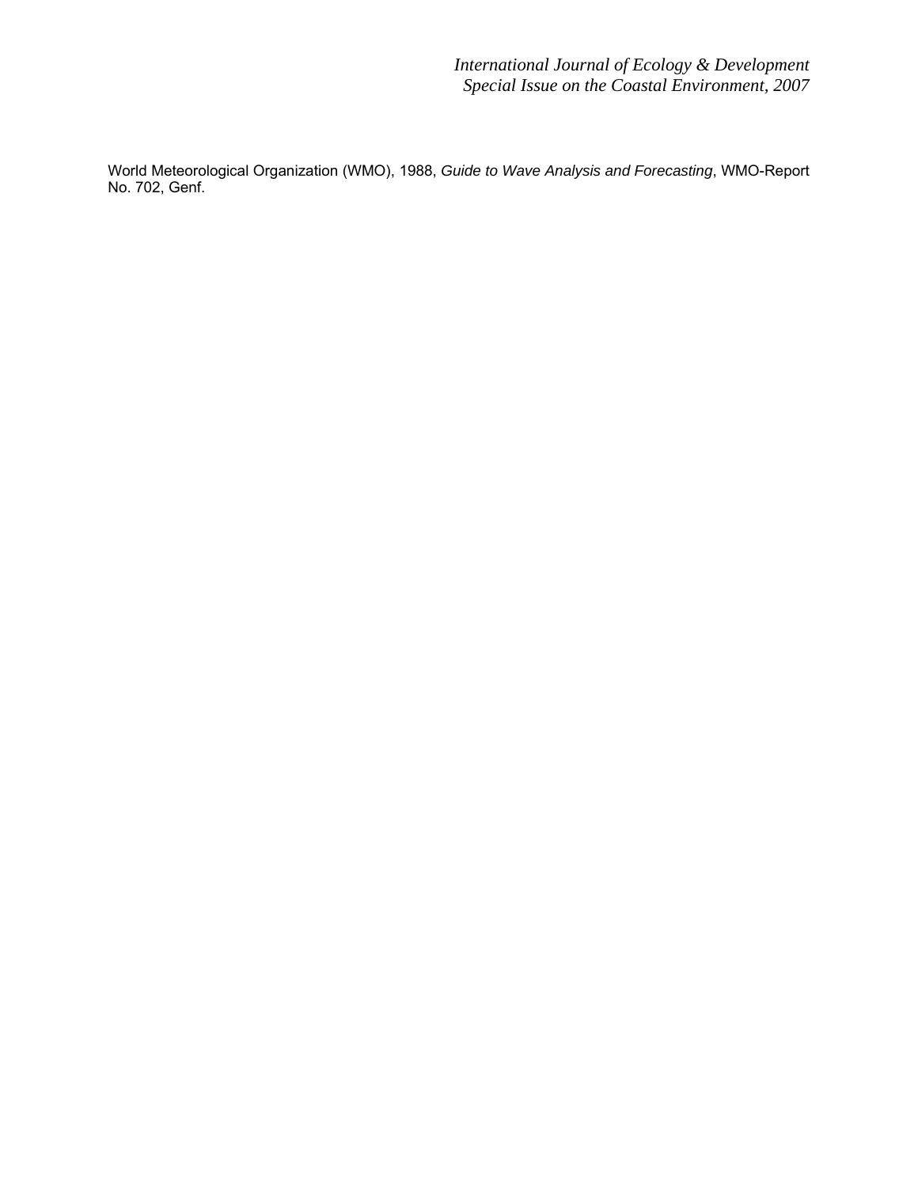World Meteorological Organization (WMO), 1988, *Guide to Wave Analysis and Forecasting*, WMO-Report No. 702, Genf.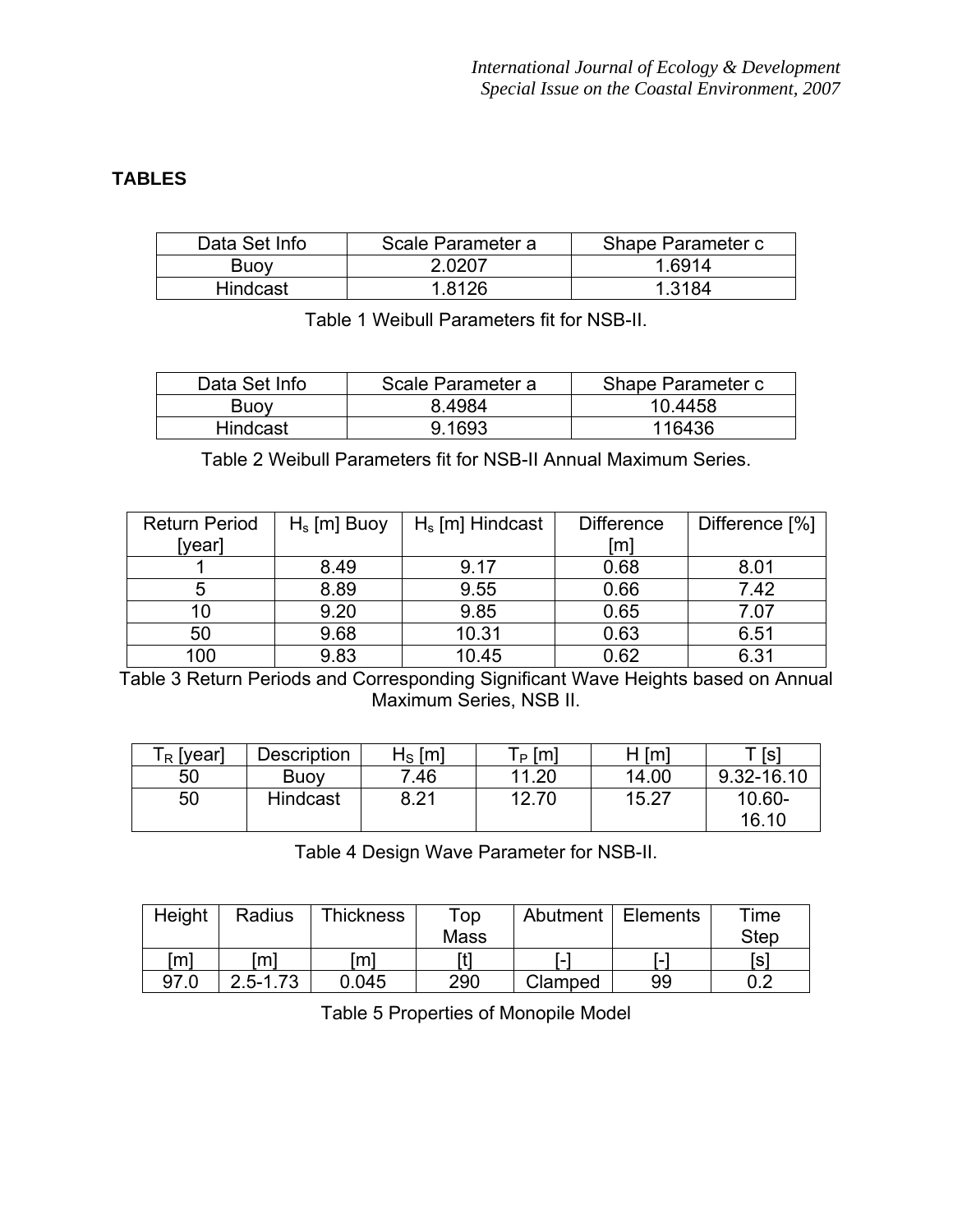## TABLES

| Data Set Info | Scale Parameter a | Shape Parameter c |
|---|---|---|
| Buoy | 2.0207 | 1.6914 |
| Hindcast | 1.8126 | 1.3184 |

Table 1 Weibull Parameters fit for NSB-II.

| Data Set Info | Scale Parameter a | Shape Parameter c |
|---|---|---|
| Buoy | 8.4984 | 10.4458 |
| Hindcast | 9.1693 | 116436 |

Table 2 Weibull Parameters fit for NSB-II Annual Maximum Series.

| Return Period [year] | $H_s$ [m] Buoy | $H_s$ [m] Hindcast | Difference [m] | Difference [%] |
|---|---|---|---|---|
| 1 | 8.49 | 9.17 | 0.68 | 8.01 |
| 5 | 8.89 | 9.55 | 0.66 | 7.42 |
| 10 | 9.20 | 9.85 | 0.65 | 7.07 |
| 50 | 9.68 | 10.31 | 0.63 | 6.51 |
| 100 | 9.83 | 10.45 | 0.62 | 6.31 |

Table 3 Return Periods and Corresponding Significant Wave Heights based on Annual Maximum Series, NSB II.

| $T_R$ [year] | Description | $H_S$ [m] | $T_P$ [m] | H [m] | T [s] |
|---|---|---|---|---|---|
| 50 | Buoy | 7.46 | 11.20 | 14.00 | 9.32-16.10 |
| 50 | Hindcast | 8.21 | 12.70 | 15.27 | 10.60-16.10 |

Table 4 Design Wave Parameter for NSB-II.

| Height | Radius | Thickness | Top Mass | Abutment | Elements | Time Step |
|---|---|---|---|---|---|---|
| [m] | [m] | [m] | [t] | [-] | [-] | [s] |
| 97.0 | 2.5-1.73 | 0.045 | 290 | Clamped | 99 | 0.2 |

Table 5 Properties of Monopile Model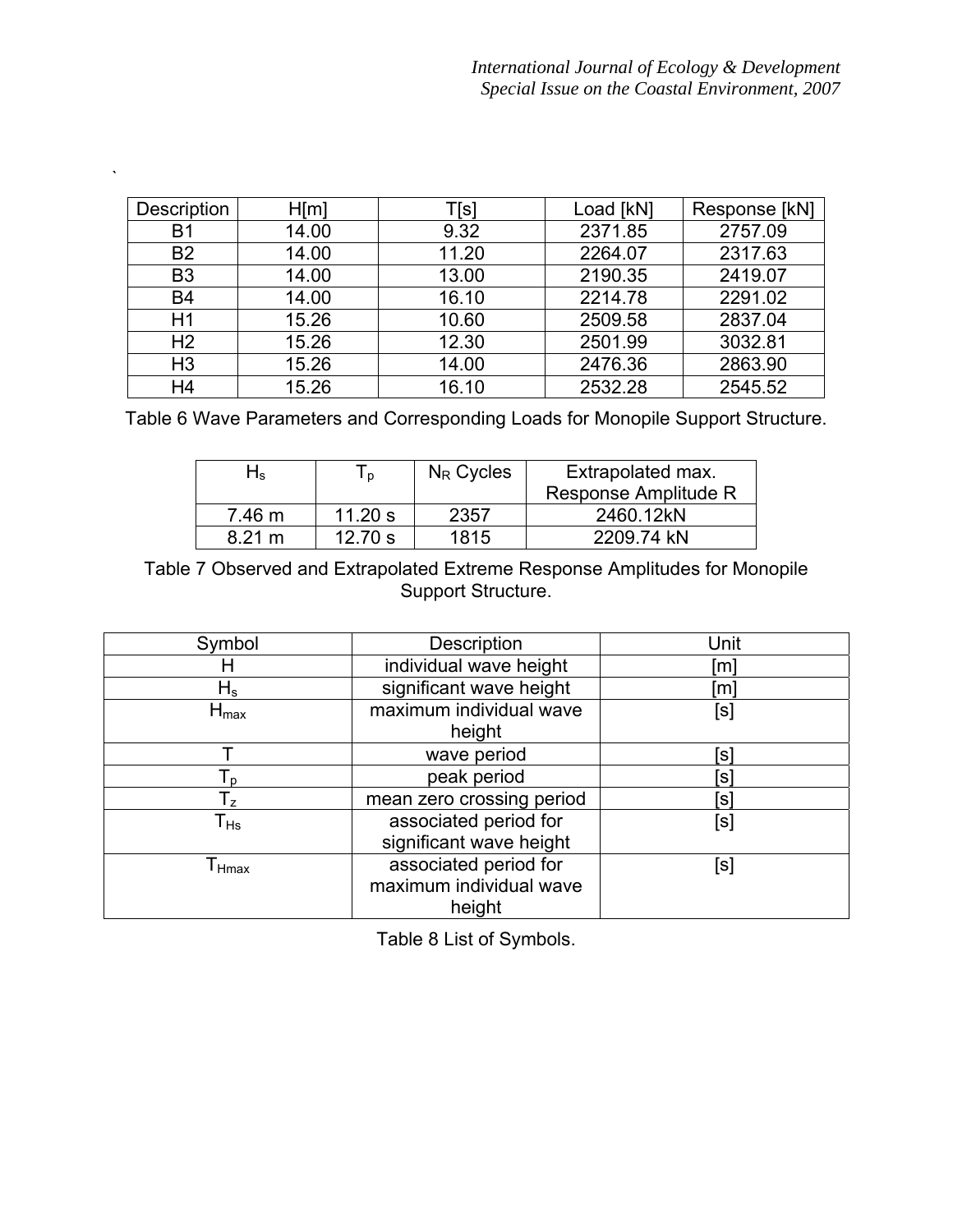`

| Description | H[m] | T[s] | Load [kN] | Response [kN] |
|---|---|---|---|---|
| B1 | 14.00 | 9.32 | 2371.85 | 2757.09 |
| B2 | 14.00 | 11.20 | 2264.07 | 2317.63 |
| B3 | 14.00 | 13.00 | 2190.35 | 2419.07 |
| B4 | 14.00 | 16.10 | 2214.78 | 2291.02 |
| H1 | 15.26 | 10.60 | 2509.58 | 2837.04 |
| H2 | 15.26 | 12.30 | 2501.99 | 3032.81 |
| H3 | 15.26 | 14.00 | 2476.36 | 2863.90 |
| H4 | 15.26 | 16.10 | 2532.28 | 2545.52 |

Table 6 Wave Parameters and Corresponding Loads for Monopile Support Structure.

| $H_s$ | $T_p$ | $N_R$ Cycles | Extrapolated max. Response Amplitude R |
|---|---|---|---|
| 7.46 m | 11.20 s | 2357 | 2460.12kN |
| 8.21 m | 12.70 s | 1815 | 2209.74 kN |

Table 7 Observed and Extrapolated Extreme Response Amplitudes for Monopile Support Structure.

| Symbol | Description | Unit |
|---|---|---|
| $H$ | individual wave height | [m] |
| $H_s$ | significant wave height | [m] |
| $H_{max}$ | maximum individual wave height | [s] |
| $T$ | wave period | [s] |
| $T_p$ | peak period | [s] |
| $T_z$ | mean zero crossing period | [s] |
| $T_{Hs}$ | associated period for significant wave height | [s] |
| $T_{Hmax}$ | associated period for maximum individual wave height | [s] |

Table 8 List of Symbols.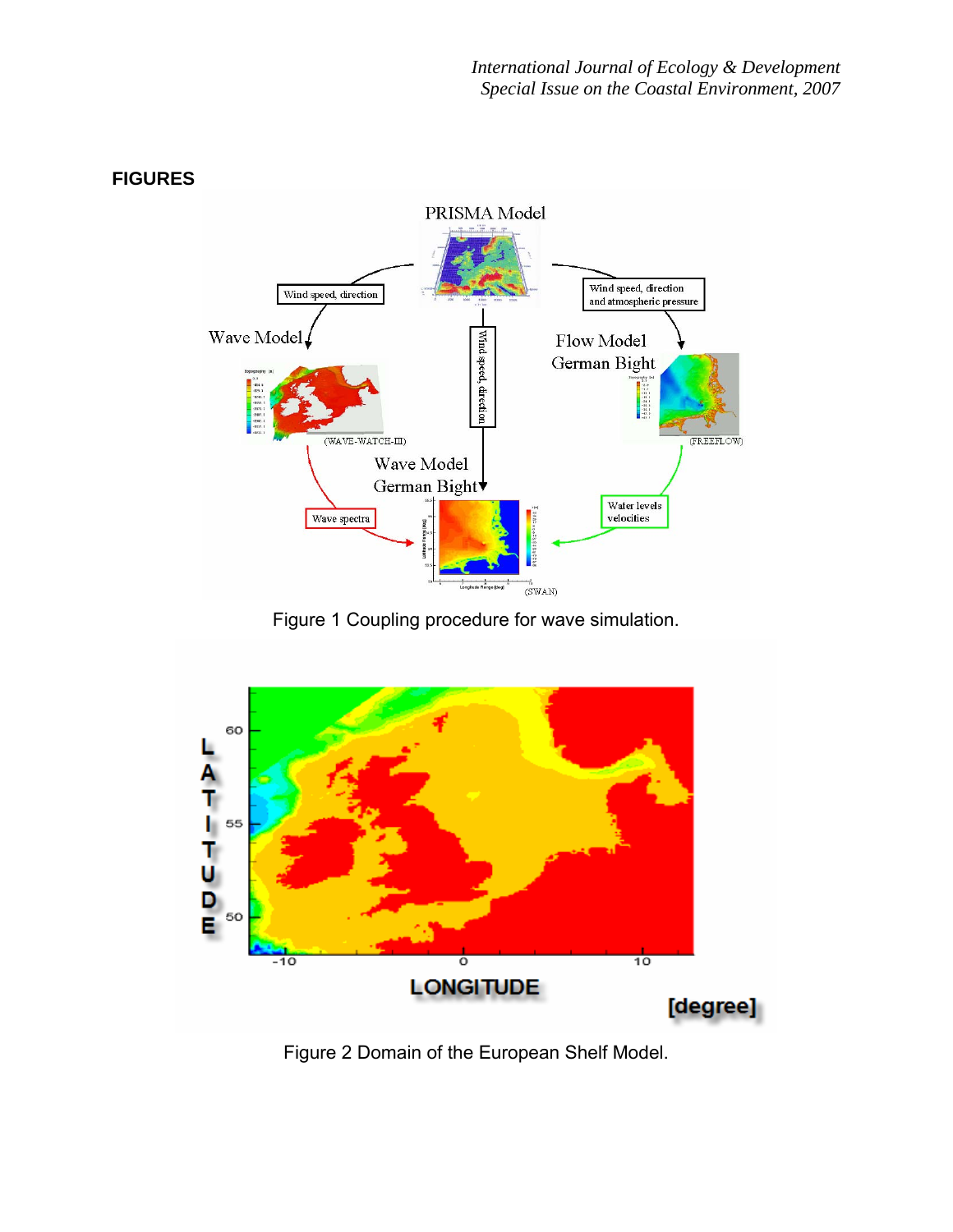# FIGURES

Figure 1 Coupling procedure for wave simulation.

Figure 2 Domain of the European Shelf Model.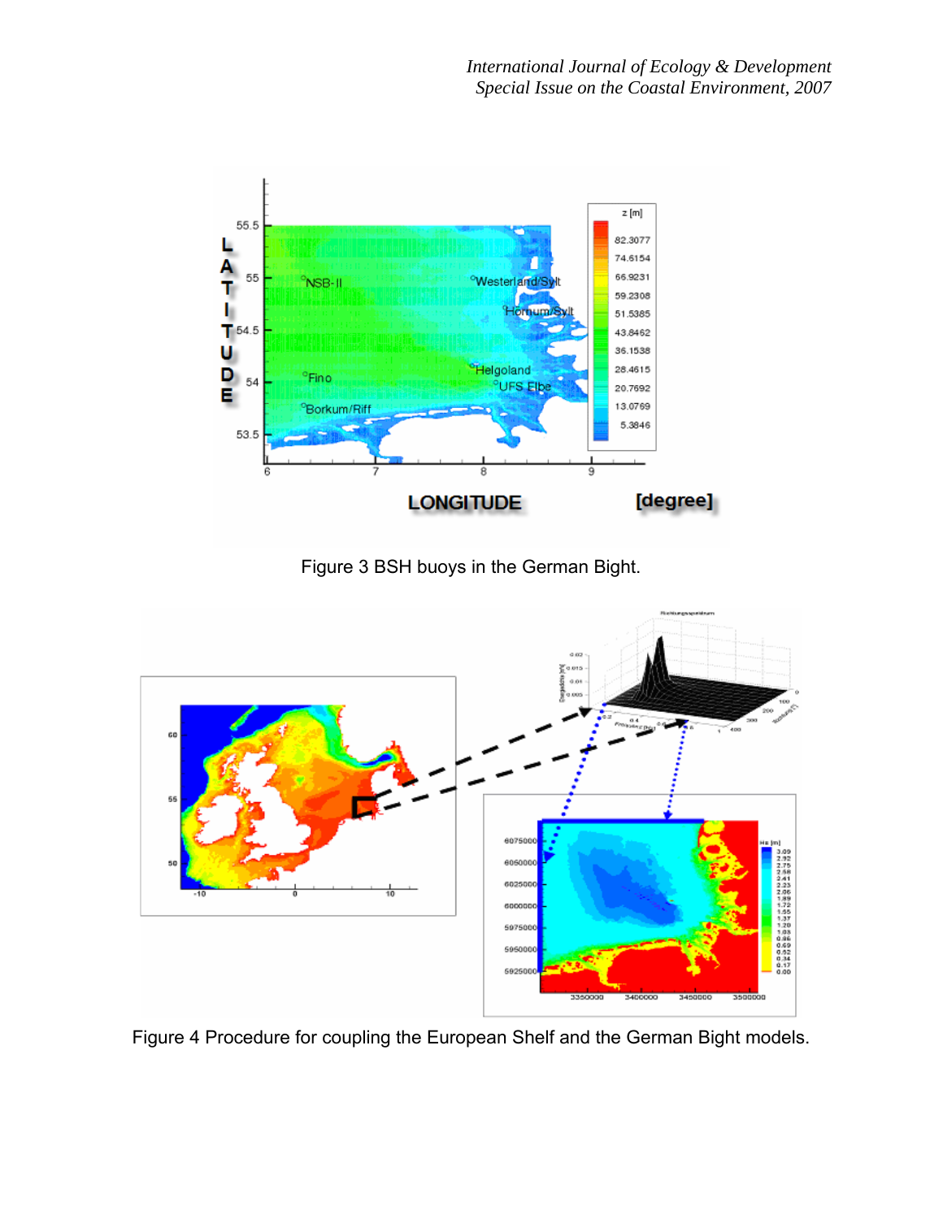Figure 3 BSH buoys in the German Bight.

Figure 4 Procedure for coupling the European Shelf and the German Bight models.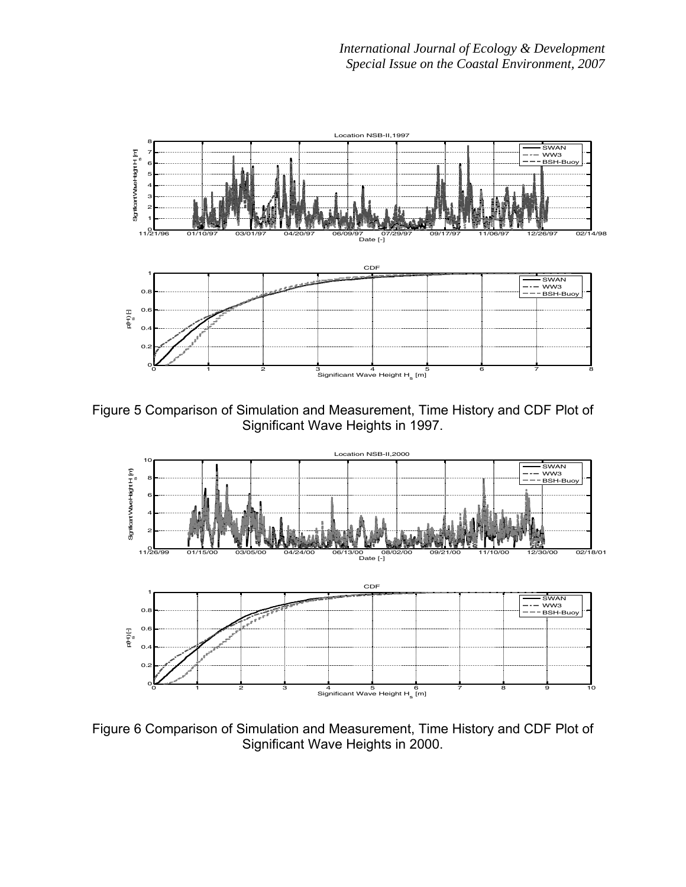Figure 5 Comparison of Simulation and Measurement, Time History and CDF Plot of Significant Wave Heights in 1997.

Figure 6 Comparison of Simulation and Measurement, Time History and CDF Plot of Significant Wave Heights in 2000.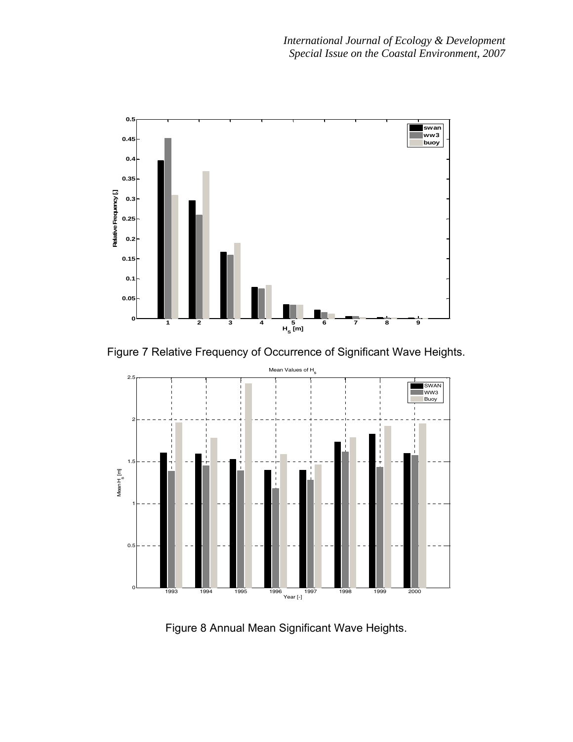Figure 7 Relative Frequency of Occurrence of Significant Wave Heights.

Figure 8 Annual Mean Significant Wave Heights.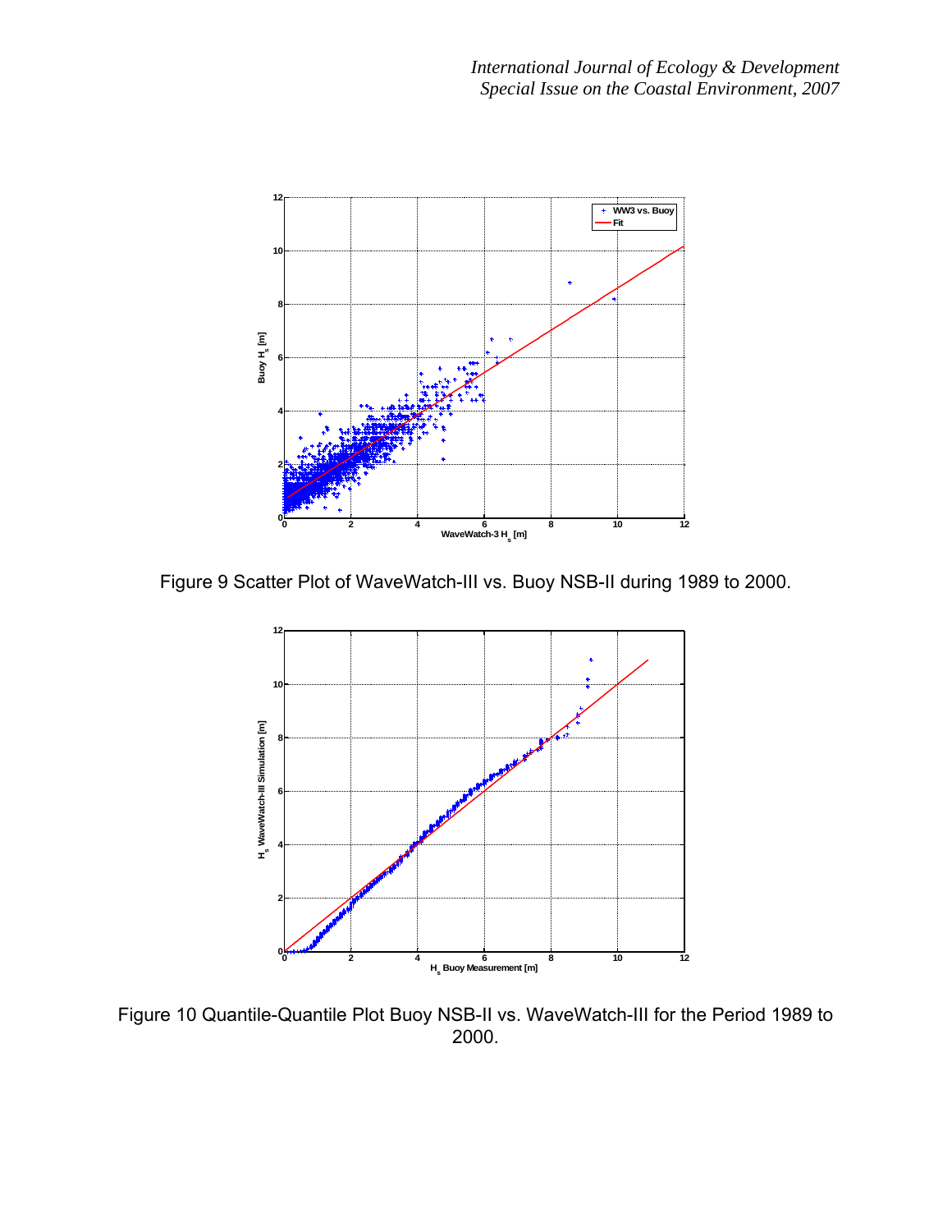Figure 9 Scatter Plot of WaveWatch-III vs. Buoy NSB-II during 1989 to 2000.

Figure 10 Quantile-Quantile Plot Buoy NSB-II vs. WaveWatch-III for the Period 1989 to 2000.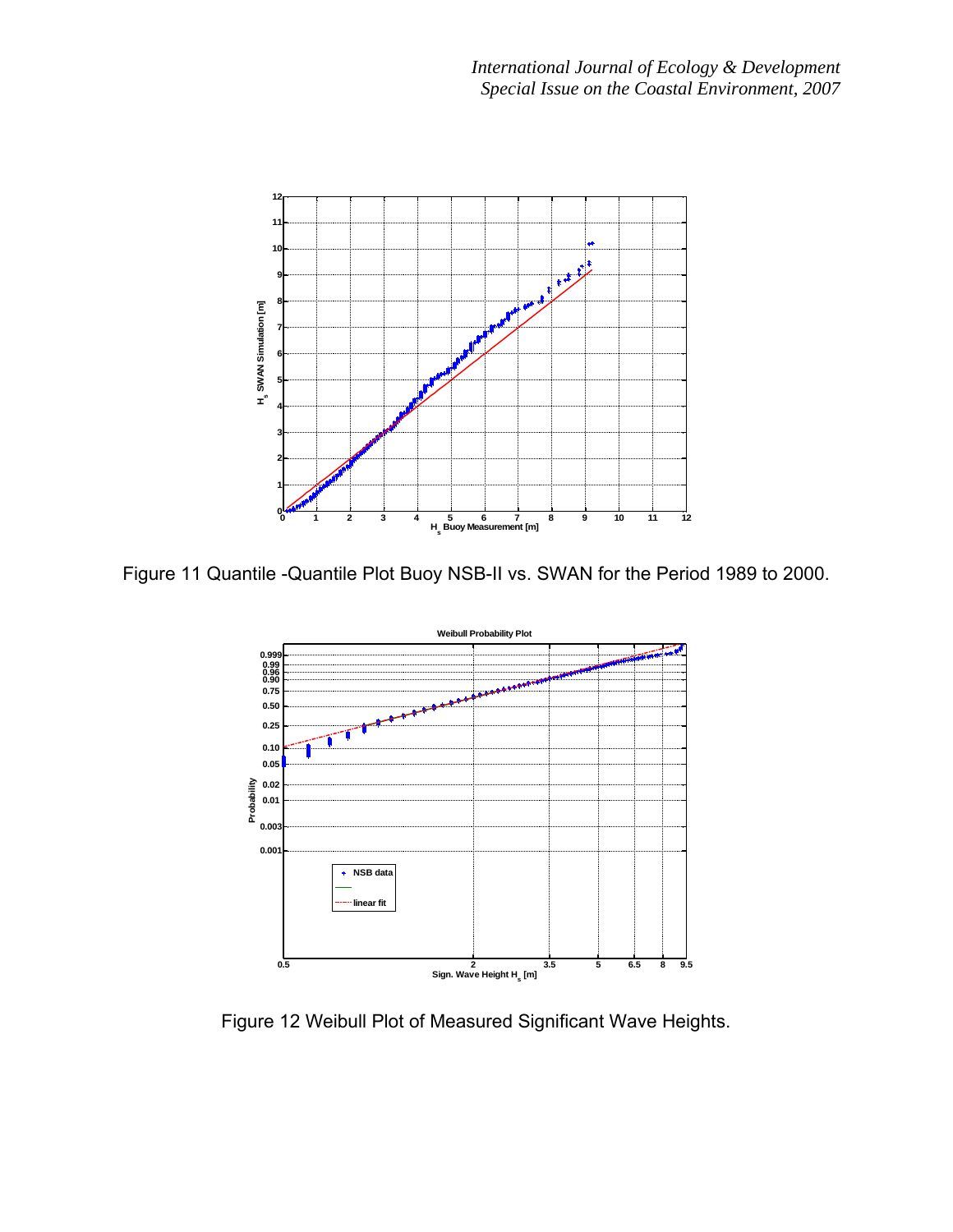Figure 11 Quantile -Quantile Plot Buoy NSB-II vs. SWAN for the Period 1989 to 2000.

Figure 12 Weibull Plot of Measured Significant Wave Heights.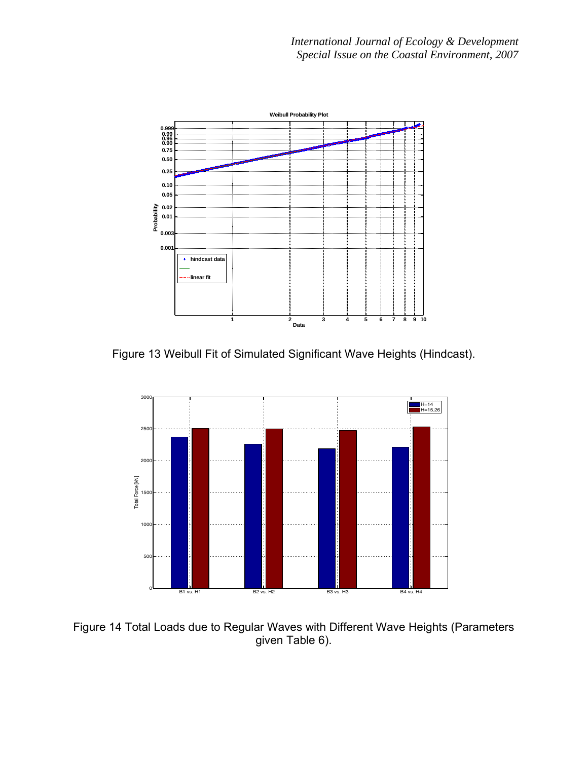Figure 13 Weibull Fit of Simulated Significant Wave Heights (Hindcast).

Figure 14 Total Loads due to Regular Waves with Different Wave Heights (Parameters given Table 6).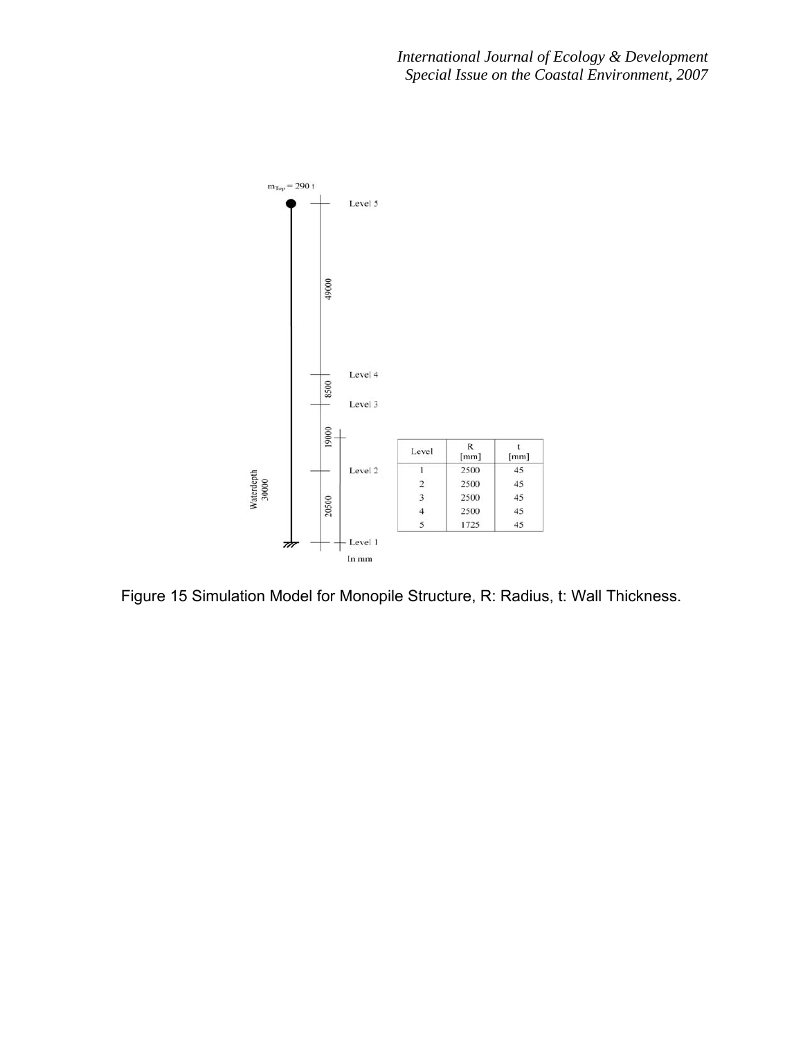| Level | R [mm] | t [mm] |
|---|---|---|
| 1 | 2500 | 45 |
| 2 | 2500 | 45 |
| 3 | 2500 | 45 |
| 4 | 2500 | 45 |
| 5 | 1725 | 45 |

Figure 15 Simulation Model for Monopile Structure, R: Radius, t: Wall Thickness.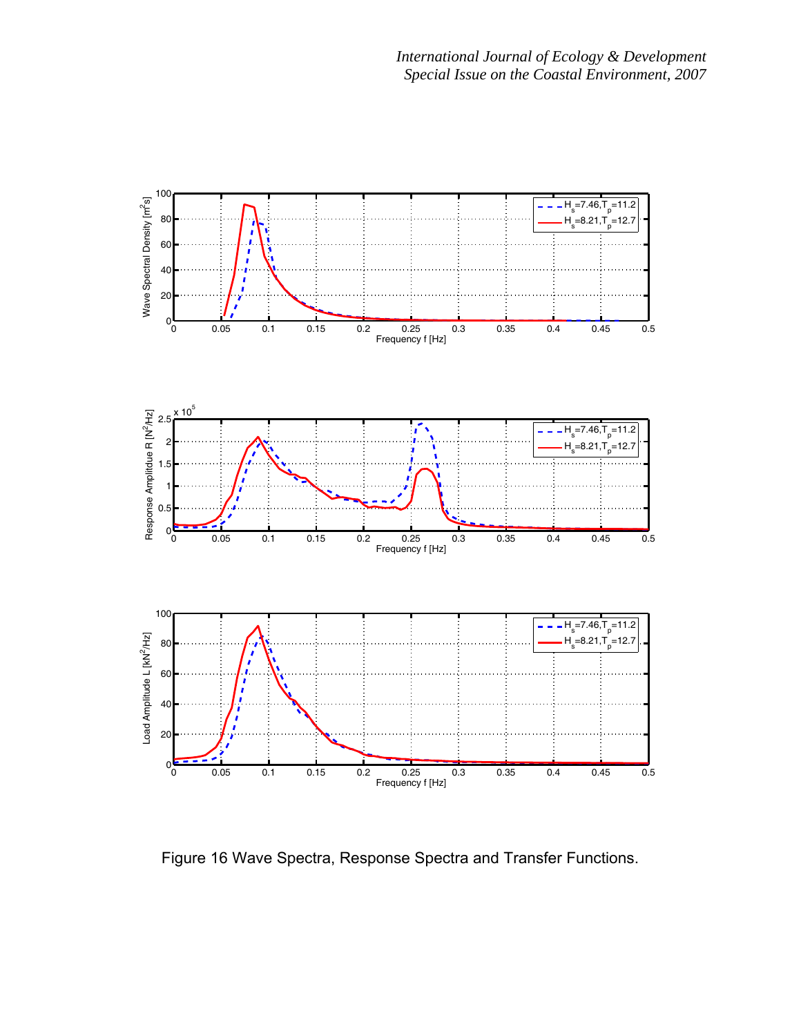100
80
60
40
20
0

Wave Spectral Density [$m^2$s]

0 0.05 0.1 0.15 0.2 0.25 0.3 0.35 0.4 0.45 0.5

Frequency f [Hz]

$H_s$=7.46,$T_p$=11.2

$H_s$=8.21,$T_p$=12.7

x $10^5$

2.5
2
1.5
1
0.5
0

Response Amplitdue R [$N^2$/Hz]

0 0.05 0.1 0.15 0.2 0.25 0.3 0.35 0.4 0.45 0.5

Frequency f [Hz]

$H_s$=7.46,$T_p$=11.2

$H_s$=8.21,$T_p$=12.7

100
80
60
40
20
0

Load Amplitude L [$kN^2$/Hz]

0 0.05 0.1 0.15 0.2 0.25 0.3 0.35 0.4 0.45 0.5

Frequency f [Hz]

$H_s$=7.46,$T_p$=11.2

$H_s$=8.21,$T_p$=12.7

Figure 16 Wave Spectra, Response Spectra and Transfer Functions.